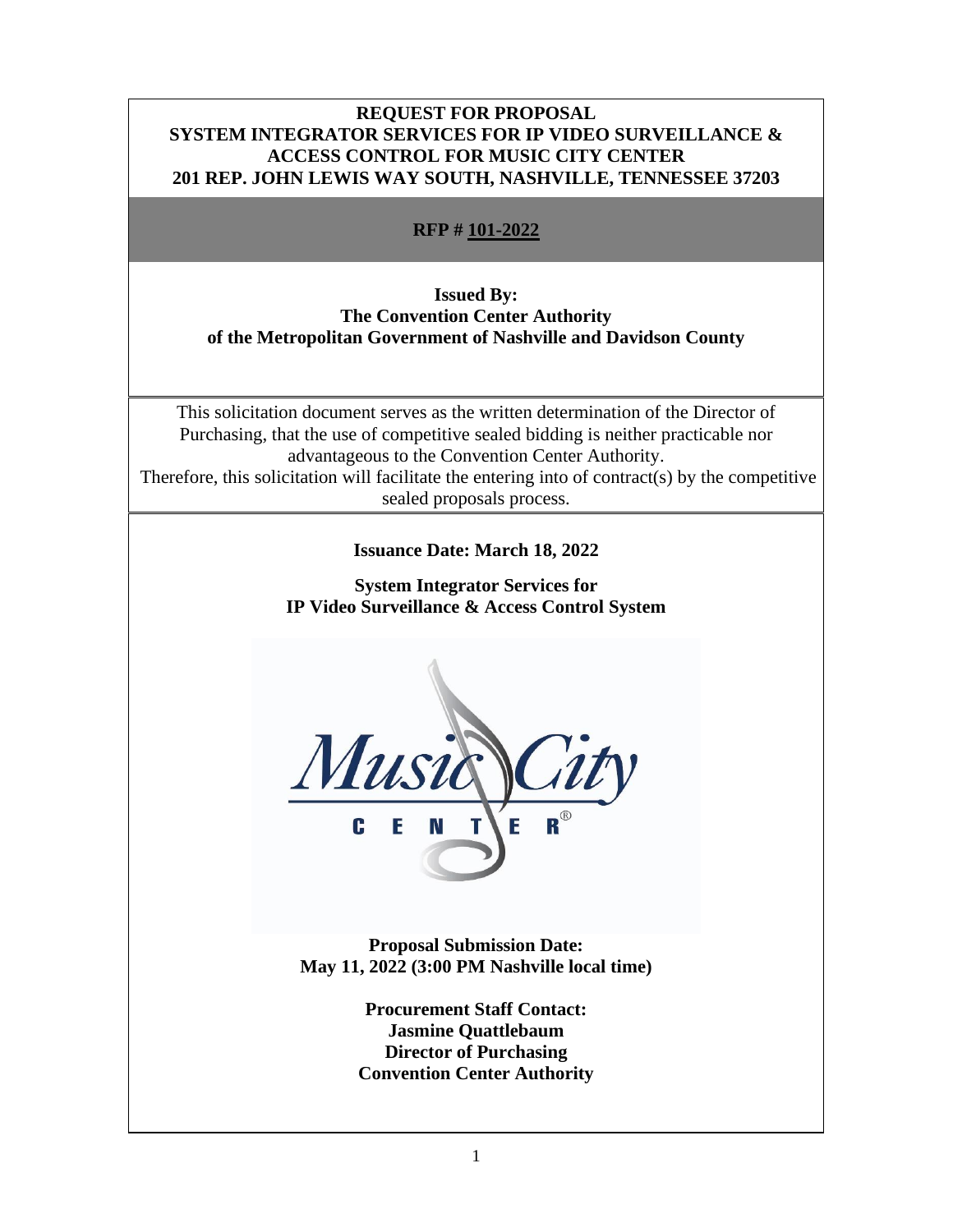# REQUEST FOR PROPOSAL
## SYSTEM INTEGRATOR SERVICES FOR IP VIDEO SURVEILLANCE & ACCESS CONTROL FOR MUSIC CITY CENTER
## 201 REP. JOHN LEWIS WAY SOUTH, NASHVILLE, TENNESSEE 37203

**RFP # 101-2022**

**Issued By:**
**The Convention Center Authority**
**of the Metropolitan Government of Nashville and Davidson County**

This solicitation document serves as the written determination of the Director of Purchasing, that the use of competitive sealed bidding is neither practicable nor advantageous to the Convention Center Authority.
Therefore, this solicitation will facilitate the entering into of contract(s) by the competitive sealed proposals process.

**Issuance Date: March 18, 2022**

**System Integrator Services for**
**IP Video Surveillance & Access Control System**

Music City CENTER®

**Proposal Submission Date:**
**May 11, 2022 (3:00 PM Nashville local time)**

**Procurement Staff Contact:**
**Jasmine Quattlebaum**
**Director of Purchasing**
**Convention Center Authority**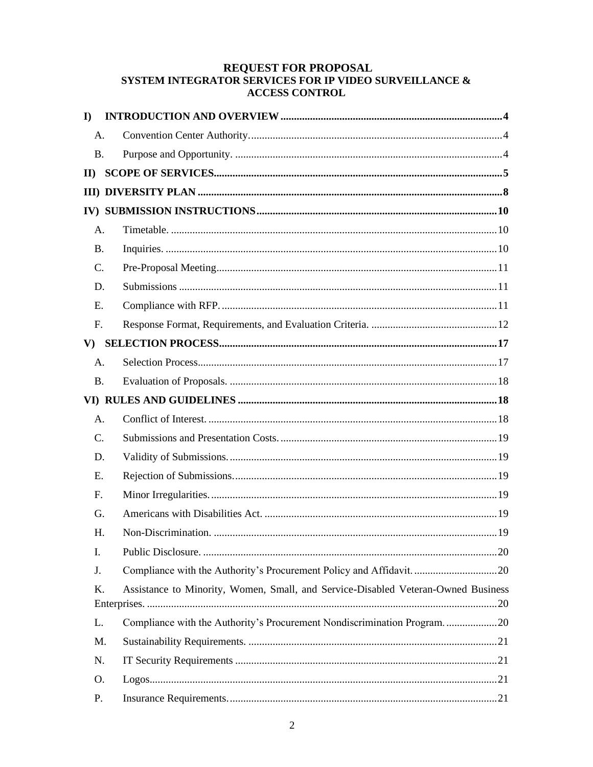# REQUEST FOR PROPOSAL
## SYSTEM INTEGRATOR SERVICES FOR IP VIDEO SURVEILLANCE & ACCESS CONTROL

**I) INTRODUCTION AND OVERVIEW** .......... 4

- A. Convention Center Authority .......... 4
- B. Purpose and Opportunity .......... 4

**II) SCOPE OF SERVICES** .......... 5

**III) DIVERSITY PLAN** .......... 8

**IV) SUBMISSION INSTRUCTIONS** .......... 10

- A. Timetable .......... 10
- B. Inquiries .......... 10
- C. Pre-Proposal Meeting .......... 11
- D. Submissions .......... 11
- E. Compliance with RFP .......... 11
- F. Response Format, Requirements, and Evaluation Criteria .......... 12

**V) SELECTION PROCESS** .......... 17

- A. Selection Process .......... 17
- B. Evaluation of Proposals .......... 18

**VI) RULES AND GUIDELINES** .......... 18

- A. Conflict of Interest .......... 18
- C. Submissions and Presentation Costs .......... 19
- D. Validity of Submissions .......... 19
- E. Rejection of Submissions .......... 19
- F. Minor Irregularities .......... 19
- G. Americans with Disabilities Act .......... 19
- H. Non-Discrimination .......... 19
- I. Public Disclosure .......... 20
- J. Compliance with the Authority's Procurement Policy and Affidavit .......... 20
- K. Assistance to Minority, Women, Small, and Service-Disabled Veteran-Owned Business Enterprises .......... 20
- L. Compliance with the Authority's Procurement Nondiscrimination Program .......... 20
- M. Sustainability Requirements .......... 21
- N. IT Security Requirements .......... 21
- O. Logos .......... 21
- P. Insurance Requirements .......... 21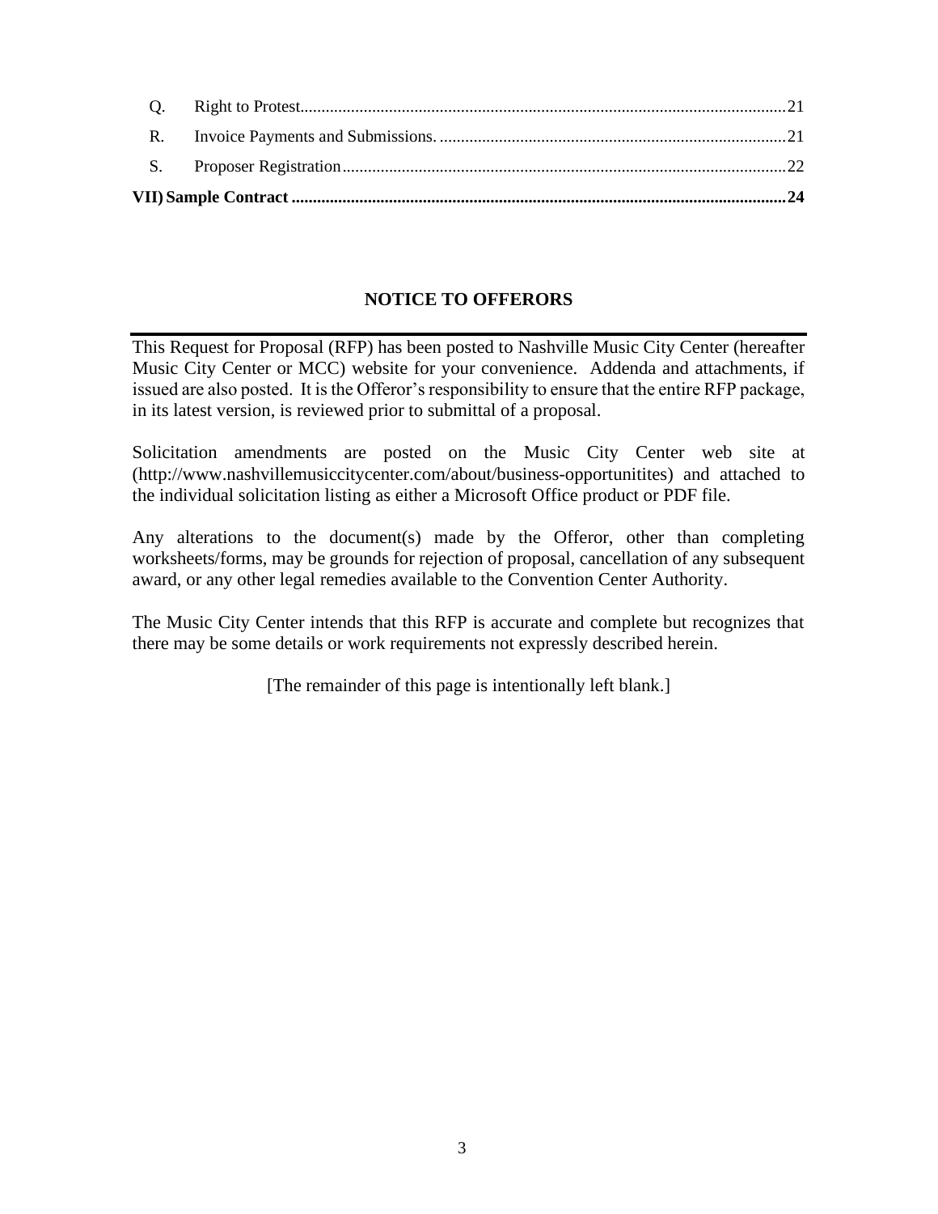| | | |
|---|---|---|
| Q. | Right to Protest | 21 |
| R. | Invoice Payments and Submissions. | 21 |
| S. | Proposer Registration | 22 |
| **VII)** | **Sample Contract** | **24** |

## NOTICE TO OFFERORS

This Request for Proposal (RFP) has been posted to Nashville Music City Center (hereafter Music City Center or MCC) website for your convenience. Addenda and attachments, if issued are also posted. It is the Offeror's responsibility to ensure that the entire RFP package, in its latest version, is reviewed prior to submittal of a proposal.

Solicitation amendments are posted on the Music City Center web site at (http://www.nashvillemusiccitycenter.com/about/business-opportunitites) and attached to the individual solicitation listing as either a Microsoft Office product or PDF file.

Any alterations to the document(s) made by the Offeror, other than completing worksheets/forms, may be grounds for rejection of proposal, cancellation of any subsequent award, or any other legal remedies available to the Convention Center Authority.

The Music City Center intends that this RFP is accurate and complete but recognizes that there may be some details or work requirements not expressly described herein.

[The remainder of this page is intentionally left blank.]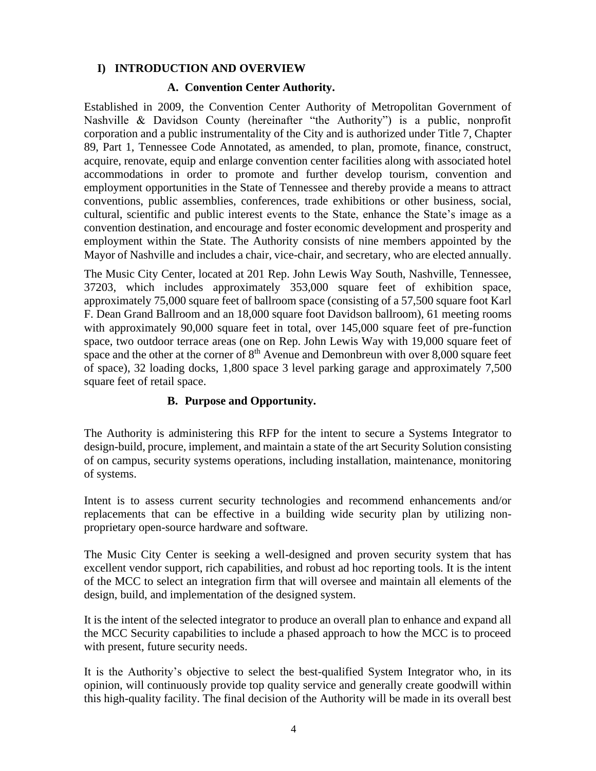# I) INTRODUCTION AND OVERVIEW

## A. Convention Center Authority.

Established in 2009, the Convention Center Authority of Metropolitan Government of Nashville & Davidson County (hereinafter "the Authority") is a public, nonprofit corporation and a public instrumentality of the City and is authorized under Title 7, Chapter 89, Part 1, Tennessee Code Annotated, as amended, to plan, promote, finance, construct, acquire, renovate, equip and enlarge convention center facilities along with associated hotel accommodations in order to promote and further develop tourism, convention and employment opportunities in the State of Tennessee and thereby provide a means to attract conventions, public assemblies, conferences, trade exhibitions or other business, social, cultural, scientific and public interest events to the State, enhance the State's image as a convention destination, and encourage and foster economic development and prosperity and employment within the State. The Authority consists of nine members appointed by the Mayor of Nashville and includes a chair, vice-chair, and secretary, who are elected annually.

The Music City Center, located at 201 Rep. John Lewis Way South, Nashville, Tennessee, 37203, which includes approximately 353,000 square feet of exhibition space, approximately 75,000 square feet of ballroom space (consisting of a 57,500 square foot Karl F. Dean Grand Ballroom and an 18,000 square foot Davidson ballroom), 61 meeting rooms with approximately 90,000 square feet in total, over 145,000 square feet of pre-function space, two outdoor terrace areas (one on Rep. John Lewis Way with 19,000 square feet of space and the other at the corner of 8th Avenue and Demonbreun with over 8,000 square feet of space), 32 loading docks, 1,800 space 3 level parking garage and approximately 7,500 square feet of retail space.

## B. Purpose and Opportunity.

The Authority is administering this RFP for the intent to secure a Systems Integrator to design-build, procure, implement, and maintain a state of the art Security Solution consisting of on campus, security systems operations, including installation, maintenance, monitoring of systems.

Intent is to assess current security technologies and recommend enhancements and/or replacements that can be effective in a building wide security plan by utilizing non-proprietary open-source hardware and software.

The Music City Center is seeking a well-designed and proven security system that has excellent vendor support, rich capabilities, and robust ad hoc reporting tools. It is the intent of the MCC to select an integration firm that will oversee and maintain all elements of the design, build, and implementation of the designed system.

It is the intent of the selected integrator to produce an overall plan to enhance and expand all the MCC Security capabilities to include a phased approach to how the MCC is to proceed with present, future security needs.

It is the Authority's objective to select the best-qualified System Integrator who, in its opinion, will continuously provide top quality service and generally create goodwill within this high-quality facility. The final decision of the Authority will be made in its overall best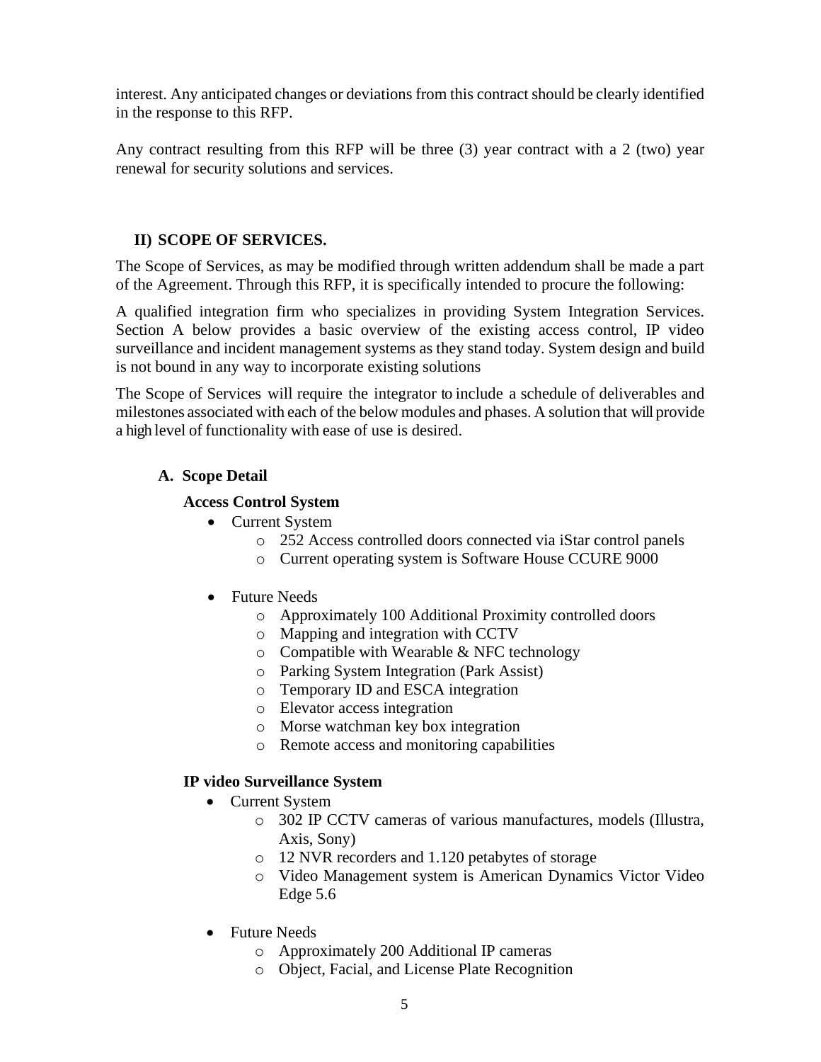interest. Any anticipated changes or deviations from this contract should be clearly identified in the response to this RFP.

Any contract resulting from this RFP will be three (3) year contract with a 2 (two) year renewal for security solutions and services.

## II) SCOPE OF SERVICES.

The Scope of Services, as may be modified through written addendum shall be made a part of the Agreement. Through this RFP, it is specifically intended to procure the following:

A qualified integration firm who specializes in providing System Integration Services. Section A below provides a basic overview of the existing access control, IP video surveillance and incident management systems as they stand today. System design and build is not bound in any way to incorporate existing solutions

The Scope of Services will require the integrator to include a schedule of deliverables and milestones associated with each of the below modules and phases. A solution that will provide a high level of functionality with ease of use is desired.

### A. Scope Detail

**Access Control System**

- Current System
  - 252 Access controlled doors connected via iStar control panels
  - Current operating system is Software House CCURE 9000
- Future Needs
  - Approximately 100 Additional Proximity controlled doors
  - Mapping and integration with CCTV
  - Compatible with Wearable & NFC technology
  - Parking System Integration (Park Assist)
  - Temporary ID and ESCA integration
  - Elevator access integration
  - Morse watchman key box integration
  - Remote access and monitoring capabilities

**IP video Surveillance System**

- Current System
  - 302 IP CCTV cameras of various manufactures, models (Illustra, Axis, Sony)
  - 12 NVR recorders and 1.120 petabytes of storage
  - Video Management system is American Dynamics Victor Video Edge 5.6
- Future Needs
  - Approximately 200 Additional IP cameras
  - Object, Facial, and License Plate Recognition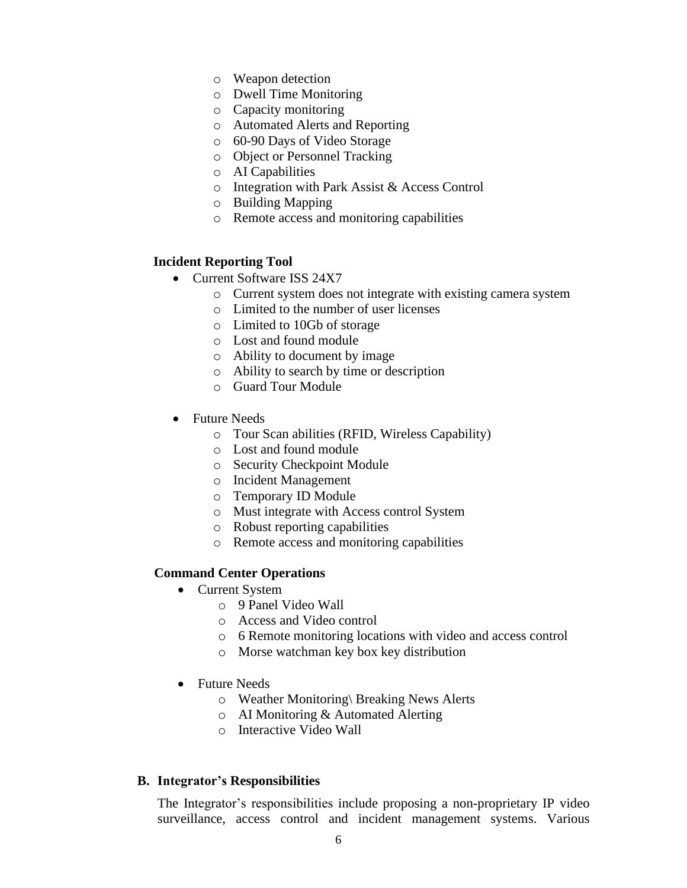- Weapon detection
- Dwell Time Monitoring
- Capacity monitoring
- Automated Alerts and Reporting
- 60-90 Days of Video Storage
- Object or Personnel Tracking
- AI Capabilities
- Integration with Park Assist & Access Control
- Building Mapping
- Remote access and monitoring capabilities

**Incident Reporting Tool**

- Current Software ISS 24X7
  - Current system does not integrate with existing camera system
  - Limited to the number of user licenses
  - Limited to 10Gb of storage
  - Lost and found module
  - Ability to document by image
  - Ability to search by time or description
  - Guard Tour Module
- Future Needs
  - Tour Scan abilities (RFID, Wireless Capability)
  - Lost and found module
  - Security Checkpoint Module
  - Incident Management
  - Temporary ID Module
  - Must integrate with Access control System
  - Robust reporting capabilities
  - Remote access and monitoring capabilities

**Command Center Operations**

- Current System
  - 9 Panel Video Wall
  - Access and Video control
  - 6 Remote monitoring locations with video and access control
  - Morse watchman key box key distribution
- Future Needs
  - Weather Monitoring\ Breaking News Alerts
  - AI Monitoring & Automated Alerting
  - Interactive Video Wall

## B. Integrator's Responsibilities

The Integrator's responsibilities include proposing a non-proprietary IP video surveillance, access control and incident management systems. Various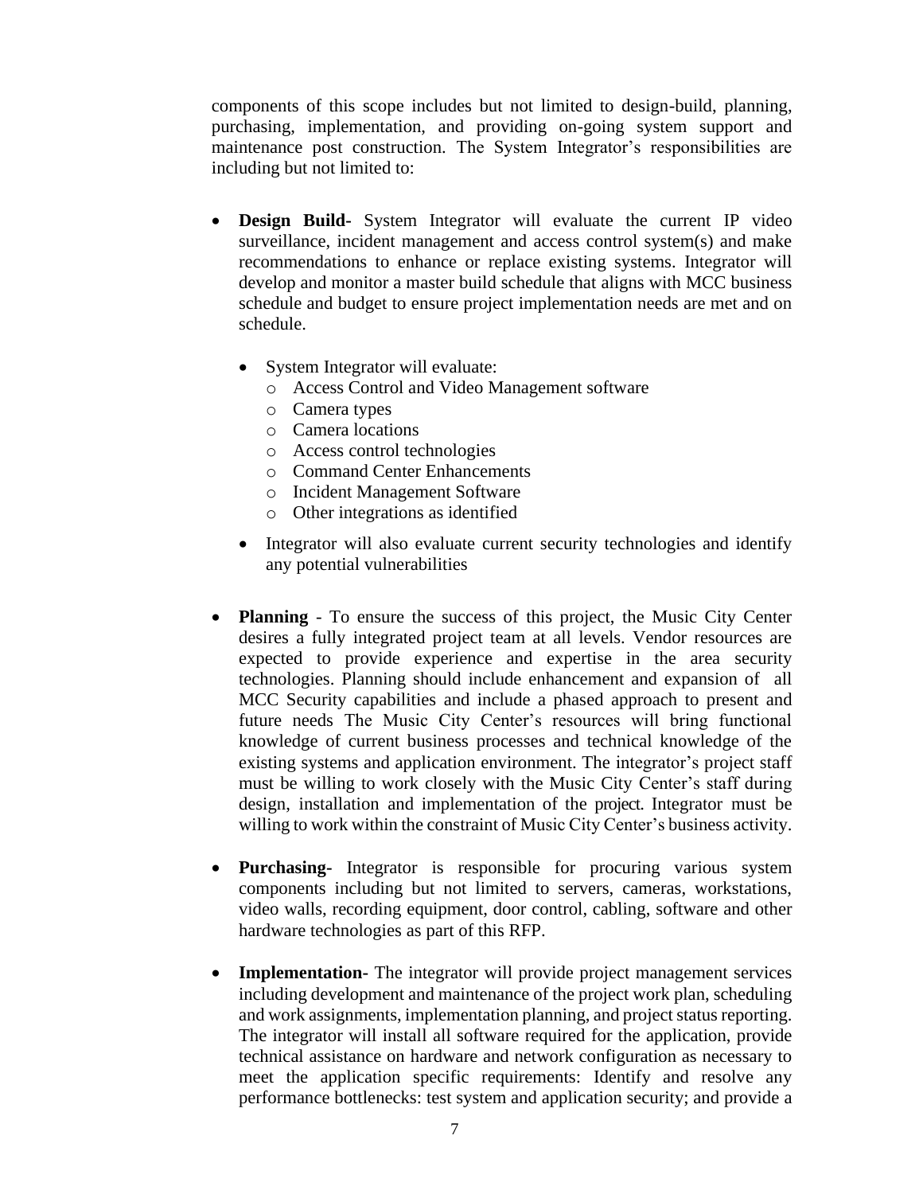components of this scope includes but not limited to design-build, planning, purchasing, implementation, and providing on-going system support and maintenance post construction. The System Integrator's responsibilities are including but not limited to:

- **Design Build-** System Integrator will evaluate the current IP video surveillance, incident management and access control system(s) and make recommendations to enhance or replace existing systems. Integrator will develop and monitor a master build schedule that aligns with MCC business schedule and budget to ensure project implementation needs are met and on schedule.

  - System Integrator will evaluate:
    - Access Control and Video Management software
    - Camera types
    - Camera locations
    - Access control technologies
    - Command Center Enhancements
    - Incident Management Software
    - Other integrations as identified
  - Integrator will also evaluate current security technologies and identify any potential vulnerabilities

- **Planning** - To ensure the success of this project, the Music City Center desires a fully integrated project team at all levels. Vendor resources are expected to provide experience and expertise in the area security technologies. Planning should include enhancement and expansion of all MCC Security capabilities and include a phased approach to present and future needs The Music City Center's resources will bring functional knowledge of current business processes and technical knowledge of the existing systems and application environment. The integrator's project staff must be willing to work closely with the Music City Center's staff during design, installation and implementation of the project. Integrator must be willing to work within the constraint of Music City Center's business activity.

- **Purchasing-** Integrator is responsible for procuring various system components including but not limited to servers, cameras, workstations, video walls, recording equipment, door control, cabling, software and other hardware technologies as part of this RFP.

- **Implementation-** The integrator will provide project management services including development and maintenance of the project work plan, scheduling and work assignments, implementation planning, and project status reporting. The integrator will install all software required for the application, provide technical assistance on hardware and network configuration as necessary to meet the application specific requirements: Identify and resolve any performance bottlenecks: test system and application security; and provide a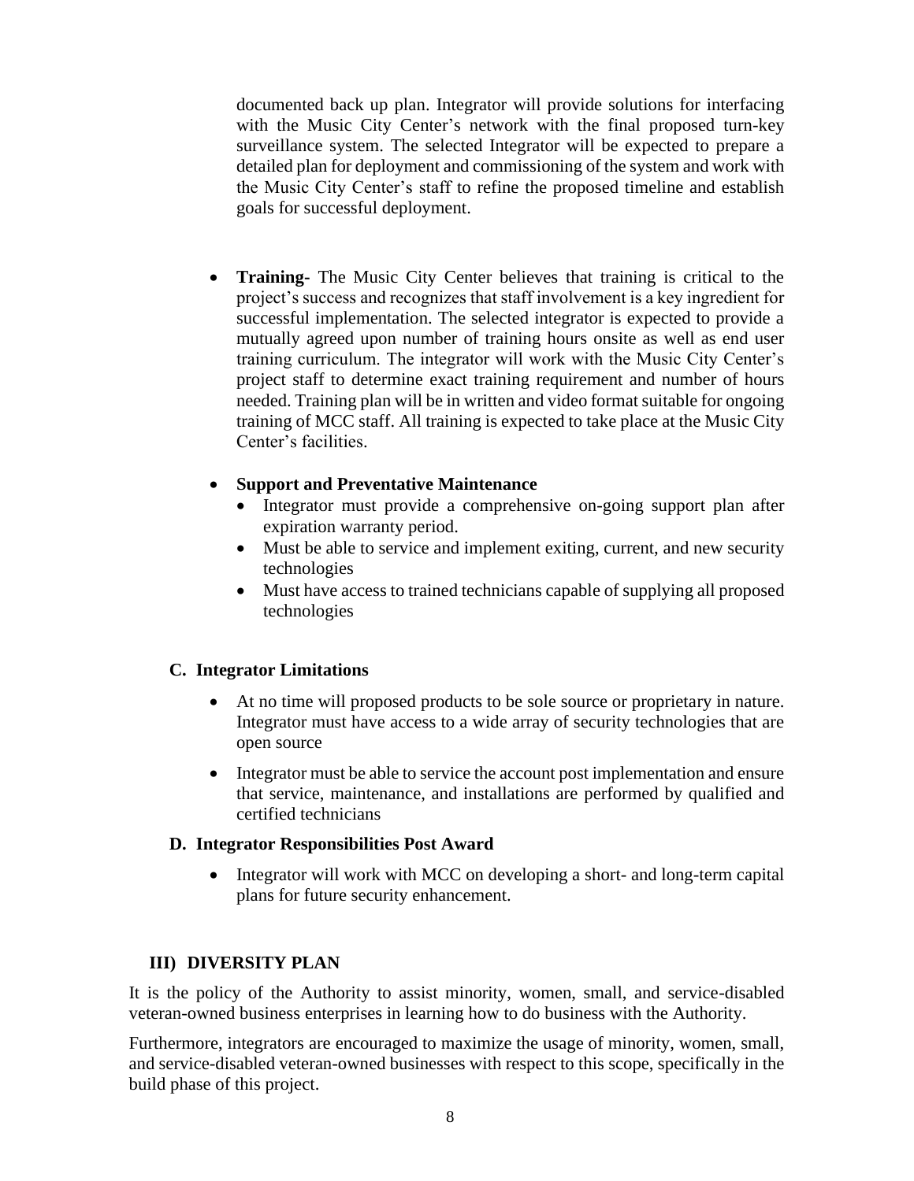documented back up plan. Integrator will provide solutions for interfacing with the Music City Center's network with the final proposed turn-key surveillance system. The selected Integrator will be expected to prepare a detailed plan for deployment and commissioning of the system and work with the Music City Center's staff to refine the proposed timeline and establish goals for successful deployment.

- **Training**- The Music City Center believes that training is critical to the project's success and recognizes that staff involvement is a key ingredient for successful implementation. The selected integrator is expected to provide a mutually agreed upon number of training hours onsite as well as end user training curriculum. The integrator will work with the Music City Center's project staff to determine exact training requirement and number of hours needed. Training plan will be in written and video format suitable for ongoing training of MCC staff. All training is expected to take place at the Music City Center's facilities.

- **Support and Preventative Maintenance**
  - Integrator must provide a comprehensive on-going support plan after expiration warranty period.
  - Must be able to service and implement exiting, current, and new security technologies
  - Must have access to trained technicians capable of supplying all proposed technologies

### C. Integrator Limitations

- At no time will proposed products to be sole source or proprietary in nature. Integrator must have access to a wide array of security technologies that are open source

- Integrator must be able to service the account post implementation and ensure that service, maintenance, and installations are performed by qualified and certified technicians

### D. Integrator Responsibilities Post Award

- Integrator will work with MCC on developing a short- and long-term capital plans for future security enhancement.

## III) DIVERSITY PLAN

It is the policy of the Authority to assist minority, women, small, and service-disabled veteran-owned business enterprises in learning how to do business with the Authority.

Furthermore, integrators are encouraged to maximize the usage of minority, women, small, and service-disabled veteran-owned businesses with respect to this scope, specifically in the build phase of this project.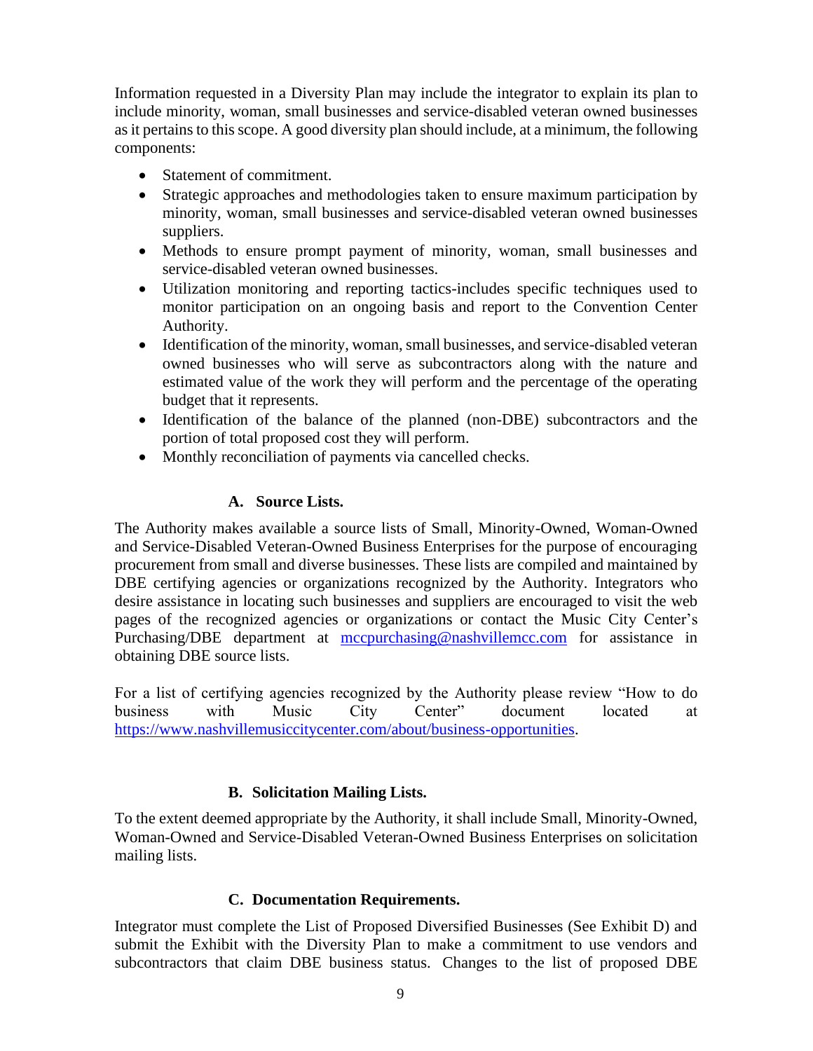Information requested in a Diversity Plan may include the integrator to explain its plan to include minority, woman, small businesses and service-disabled veteran owned businesses as it pertains to this scope. A good diversity plan should include, at a minimum, the following components:

- Statement of commitment.
- Strategic approaches and methodologies taken to ensure maximum participation by minority, woman, small businesses and service-disabled veteran owned businesses suppliers.
- Methods to ensure prompt payment of minority, woman, small businesses and service-disabled veteran owned businesses.
- Utilization monitoring and reporting tactics-includes specific techniques used to monitor participation on an ongoing basis and report to the Convention Center Authority.
- Identification of the minority, woman, small businesses, and service-disabled veteran owned businesses who will serve as subcontractors along with the nature and estimated value of the work they will perform and the percentage of the operating budget that it represents.
- Identification of the balance of the planned (non-DBE) subcontractors and the portion of total proposed cost they will perform.
- Monthly reconciliation of payments via cancelled checks.

### A. Source Lists.

The Authority makes available a source lists of Small, Minority-Owned, Woman-Owned and Service-Disabled Veteran-Owned Business Enterprises for the purpose of encouraging procurement from small and diverse businesses. These lists are compiled and maintained by DBE certifying agencies or organizations recognized by the Authority. Integrators who desire assistance in locating such businesses and suppliers are encouraged to visit the web pages of the recognized agencies or organizations or contact the Music City Center's Purchasing/DBE department at mccpurchasing@nashvillemcc.com for assistance in obtaining DBE source lists.

For a list of certifying agencies recognized by the Authority please review "How to do business with Music City Center" document located at https://www.nashvillemusiccitycenter.com/about/business-opportunities.

### B. Solicitation Mailing Lists.

To the extent deemed appropriate by the Authority, it shall include Small, Minority-Owned, Woman-Owned and Service-Disabled Veteran-Owned Business Enterprises on solicitation mailing lists.

### C. Documentation Requirements.

Integrator must complete the List of Proposed Diversified Businesses (See Exhibit D) and submit the Exhibit with the Diversity Plan to make a commitment to use vendors and subcontractors that claim DBE business status. Changes to the list of proposed DBE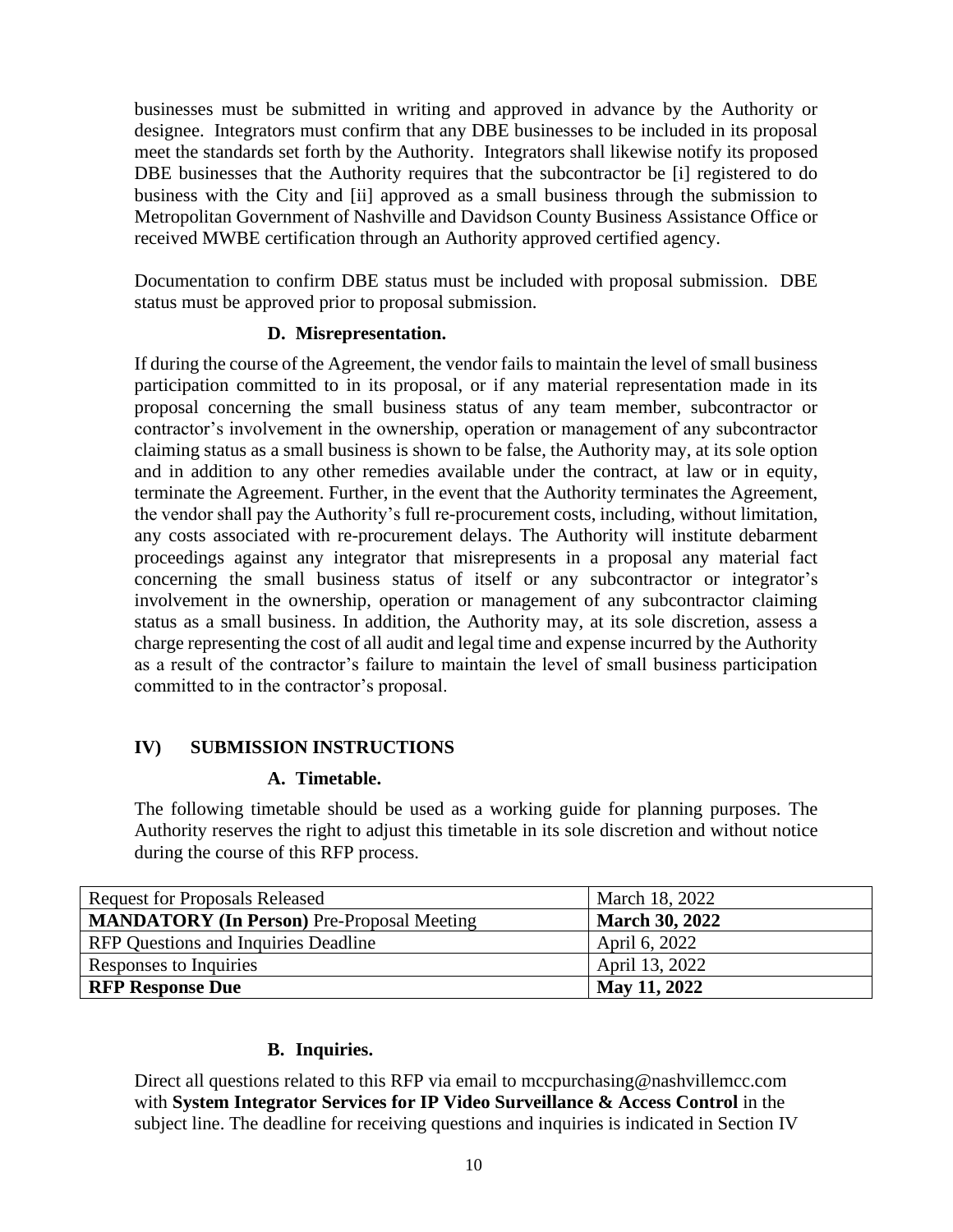businesses must be submitted in writing and approved in advance by the Authority or designee. Integrators must confirm that any DBE businesses to be included in its proposal meet the standards set forth by the Authority. Integrators shall likewise notify its proposed DBE businesses that the Authority requires that the subcontractor be [i] registered to do business with the City and [ii] approved as a small business through the submission to Metropolitan Government of Nashville and Davidson County Business Assistance Office or received MWBE certification through an Authority approved certified agency.

Documentation to confirm DBE status must be included with proposal submission. DBE status must be approved prior to proposal submission.

### D. Misrepresentation.

If during the course of the Agreement, the vendor fails to maintain the level of small business participation committed to in its proposal, or if any material representation made in its proposal concerning the small business status of any team member, subcontractor or contractor's involvement in the ownership, operation or management of any subcontractor claiming status as a small business is shown to be false, the Authority may, at its sole option and in addition to any other remedies available under the contract, at law or in equity, terminate the Agreement. Further, in the event that the Authority terminates the Agreement, the vendor shall pay the Authority's full re-procurement costs, including, without limitation, any costs associated with re-procurement delays. The Authority will institute debarment proceedings against any integrator that misrepresents in a proposal any material fact concerning the small business status of itself or any subcontractor or integrator's involvement in the ownership, operation or management of any subcontractor claiming status as a small business. In addition, the Authority may, at its sole discretion, assess a charge representing the cost of all audit and legal time and expense incurred by the Authority as a result of the contractor's failure to maintain the level of small business participation committed to in the contractor's proposal.

## IV) SUBMISSION INSTRUCTIONS

### A. Timetable.

The following timetable should be used as a working guide for planning purposes. The Authority reserves the right to adjust this timetable in its sole discretion and without notice during the course of this RFP process.

| Event | Date |
|---|---|
| Request for Proposals Released | March 18, 2022 |
| **MANDATORY (In Person)** Pre-Proposal Meeting | **March 30, 2022** |
| RFP Questions and Inquiries Deadline | April 6, 2022 |
| Responses to Inquiries | April 13, 2022 |
| **RFP Response Due** | **May 11, 2022** |

### B. Inquiries.

Direct all questions related to this RFP via email to mccpurchasing@nashvillemcc.com with **System Integrator Services for IP Video Surveillance & Access Control** in the subject line. The deadline for receiving questions and inquiries is indicated in Section IV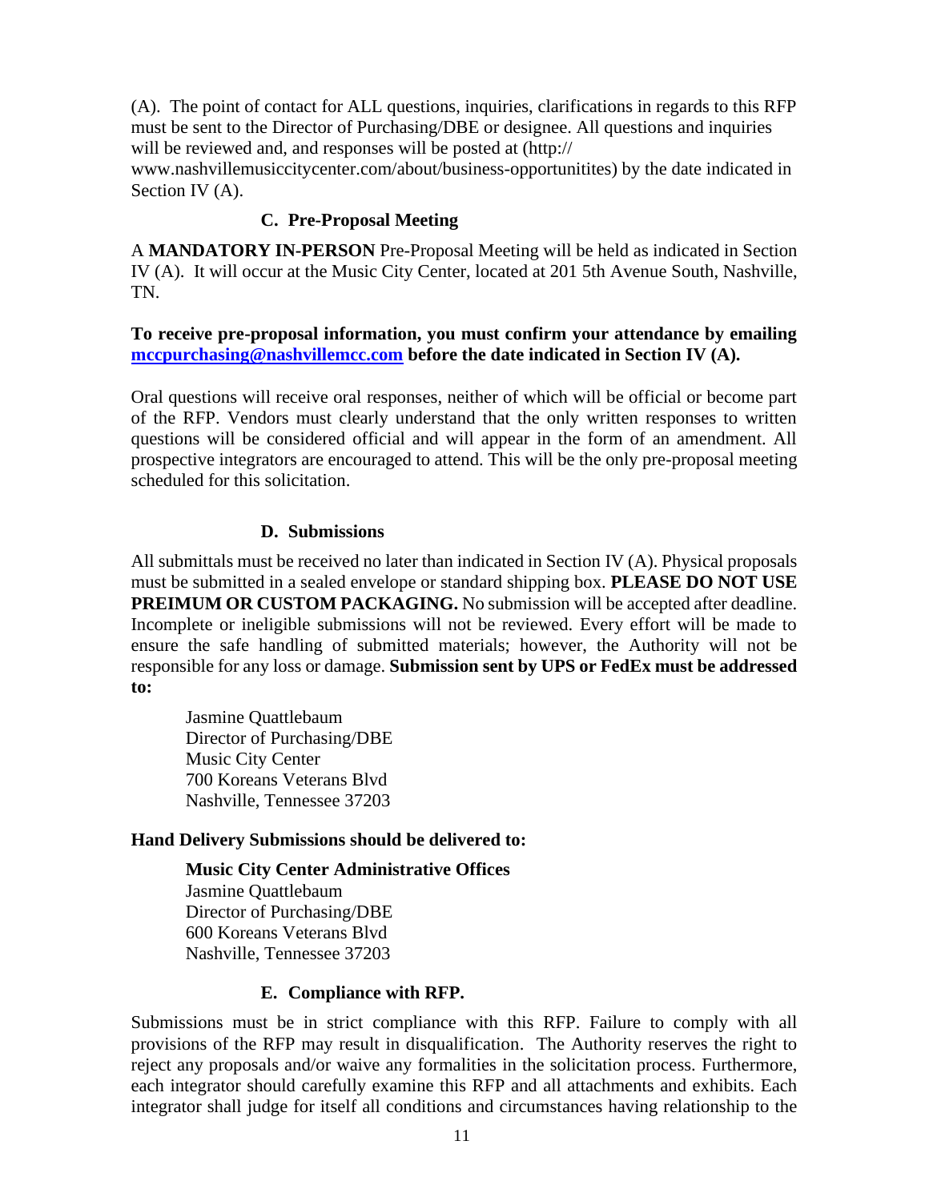(A). The point of contact for ALL questions, inquiries, clarifications in regards to this RFP must be sent to the Director of Purchasing/DBE or designee. All questions and inquiries will be reviewed and, and responses will be posted at (http:// www.nashvillemusiccitycenter.com/about/business-opportunitites) by the date indicated in Section IV (A).

### C. Pre-Proposal Meeting

A **MANDATORY IN-PERSON** Pre-Proposal Meeting will be held as indicated in Section IV (A). It will occur at the Music City Center, located at 201 5th Avenue South, Nashville, TN.

**To receive pre-proposal information, you must confirm your attendance by emailing mccpurchasing@nashvillemcc.com before the date indicated in Section IV (A).**

Oral questions will receive oral responses, neither of which will be official or become part of the RFP. Vendors must clearly understand that the only written responses to written questions will be considered official and will appear in the form of an amendment. All prospective integrators are encouraged to attend. This will be the only pre-proposal meeting scheduled for this solicitation.

### D. Submissions

All submittals must be received no later than indicated in Section IV (A). Physical proposals must be submitted in a sealed envelope or standard shipping box. **PLEASE DO NOT USE PREIMUM OR CUSTOM PACKAGING.** No submission will be accepted after deadline. Incomplete or ineligible submissions will not be reviewed. Every effort will be made to ensure the safe handling of submitted materials; however, the Authority will not be responsible for any loss or damage. **Submission sent by UPS or FedEx must be addressed to:**

Jasmine Quattlebaum
Director of Purchasing/DBE
Music City Center
700 Koreans Veterans Blvd
Nashville, Tennessee 37203

**Hand Delivery Submissions should be delivered to:**

**Music City Center Administrative Offices**
Jasmine Quattlebaum
Director of Purchasing/DBE
600 Koreans Veterans Blvd
Nashville, Tennessee 37203

### E. Compliance with RFP.

Submissions must be in strict compliance with this RFP. Failure to comply with all provisions of the RFP may result in disqualification. The Authority reserves the right to reject any proposals and/or waive any formalities in the solicitation process. Furthermore, each integrator should carefully examine this RFP and all attachments and exhibits. Each integrator shall judge for itself all conditions and circumstances having relationship to the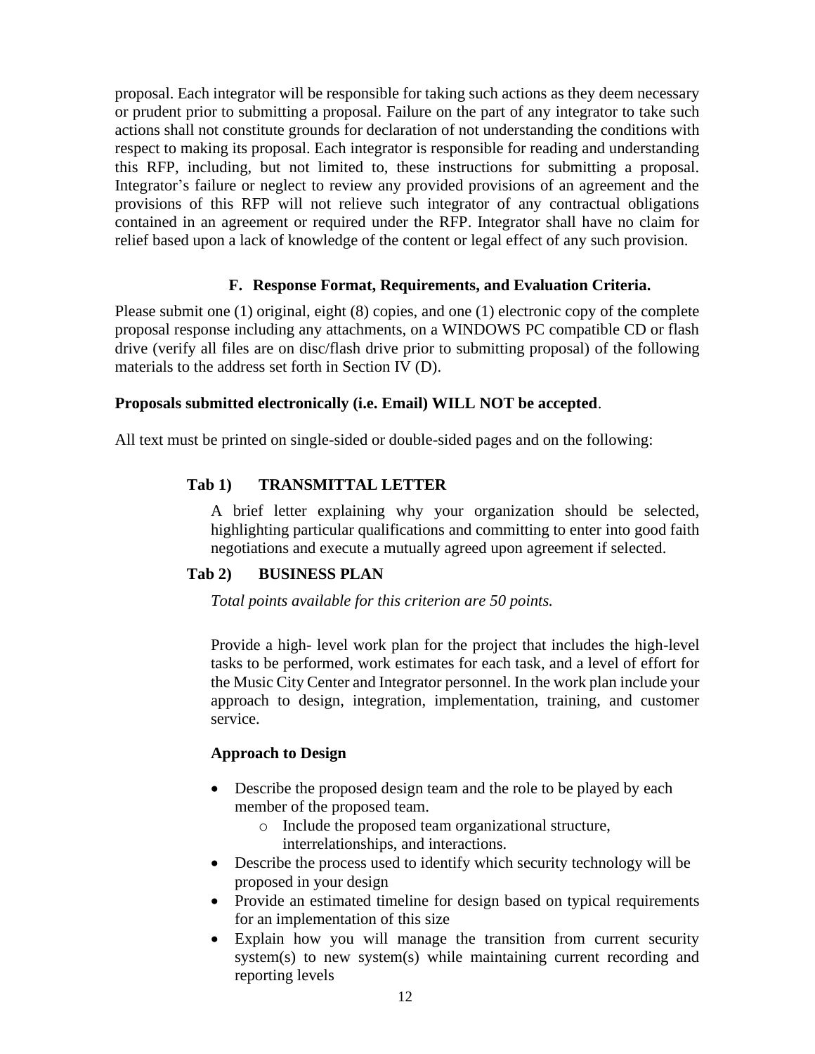proposal. Each integrator will be responsible for taking such actions as they deem necessary or prudent prior to submitting a proposal. Failure on the part of any integrator to take such actions shall not constitute grounds for declaration of not understanding the conditions with respect to making its proposal. Each integrator is responsible for reading and understanding this RFP, including, but not limited to, these instructions for submitting a proposal. Integrator's failure or neglect to review any provided provisions of an agreement and the provisions of this RFP will not relieve such integrator of any contractual obligations contained in an agreement or required under the RFP. Integrator shall have no claim for relief based upon a lack of knowledge of the content or legal effect of any such provision.

### F. Response Format, Requirements, and Evaluation Criteria.

Please submit one (1) original, eight (8) copies, and one (1) electronic copy of the complete proposal response including any attachments, on a WINDOWS PC compatible CD or flash drive (verify all files are on disc/flash drive prior to submitting proposal) of the following materials to the address set forth in Section IV (D).

**Proposals submitted electronically (i.e. Email) WILL NOT be accepted**.

All text must be printed on single-sided or double-sided pages and on the following:

#### Tab 1) TRANSMITTAL LETTER

A brief letter explaining why your organization should be selected, highlighting particular qualifications and committing to enter into good faith negotiations and execute a mutually agreed upon agreement if selected.

#### Tab 2) BUSINESS PLAN

*Total points available for this criterion are 50 points.*

Provide a high- level work plan for the project that includes the high-level tasks to be performed, work estimates for each task, and a level of effort for the Music City Center and Integrator personnel. In the work plan include your approach to design, integration, implementation, training, and customer service.

**Approach to Design**

- Describe the proposed design team and the role to be played by each member of the proposed team.
  - Include the proposed team organizational structure, interrelationships, and interactions.
- Describe the process used to identify which security technology will be proposed in your design
- Provide an estimated timeline for design based on typical requirements for an implementation of this size
- Explain how you will manage the transition from current security system(s) to new system(s) while maintaining current recording and reporting levels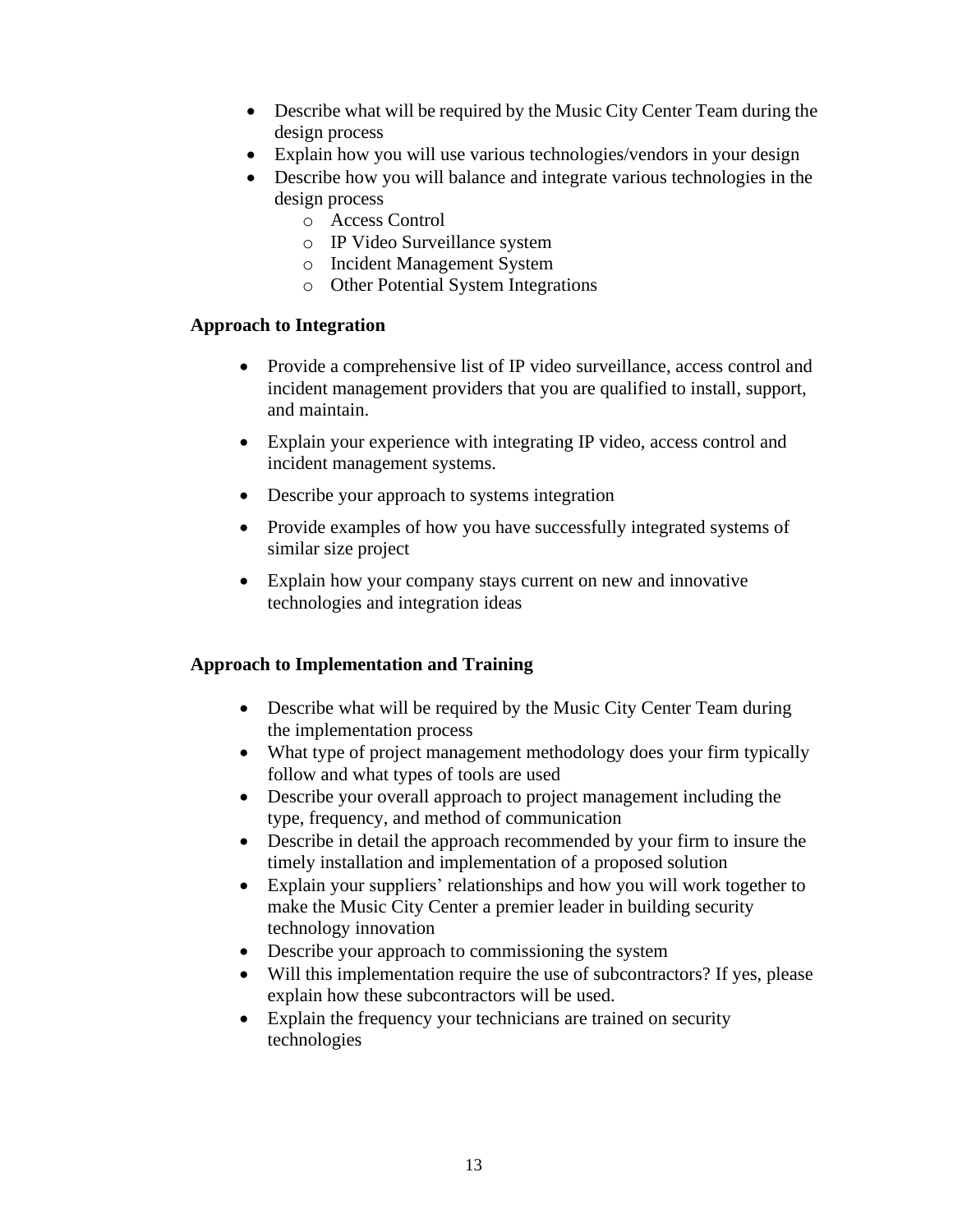- Describe what will be required by the Music City Center Team during the design process
- Explain how you will use various technologies/vendors in your design
- Describe how you will balance and integrate various technologies in the design process
    - Access Control
    - IP Video Surveillance system
    - Incident Management System
    - Other Potential System Integrations

**Approach to Integration**

- Provide a comprehensive list of IP video surveillance, access control and incident management providers that you are qualified to install, support, and maintain.
- Explain your experience with integrating IP video, access control and incident management systems.
- Describe your approach to systems integration
- Provide examples of how you have successfully integrated systems of similar size project
- Explain how your company stays current on new and innovative technologies and integration ideas

**Approach to Implementation and Training**

- Describe what will be required by the Music City Center Team during the implementation process
- What type of project management methodology does your firm typically follow and what types of tools are used
- Describe your overall approach to project management including the type, frequency, and method of communication
- Describe in detail the approach recommended by your firm to insure the timely installation and implementation of a proposed solution
- Explain your suppliers' relationships and how you will work together to make the Music City Center a premier leader in building security technology innovation
- Describe your approach to commissioning the system
- Will this implementation require the use of subcontractors? If yes, please explain how these subcontractors will be used.
- Explain the frequency your technicians are trained on security technologies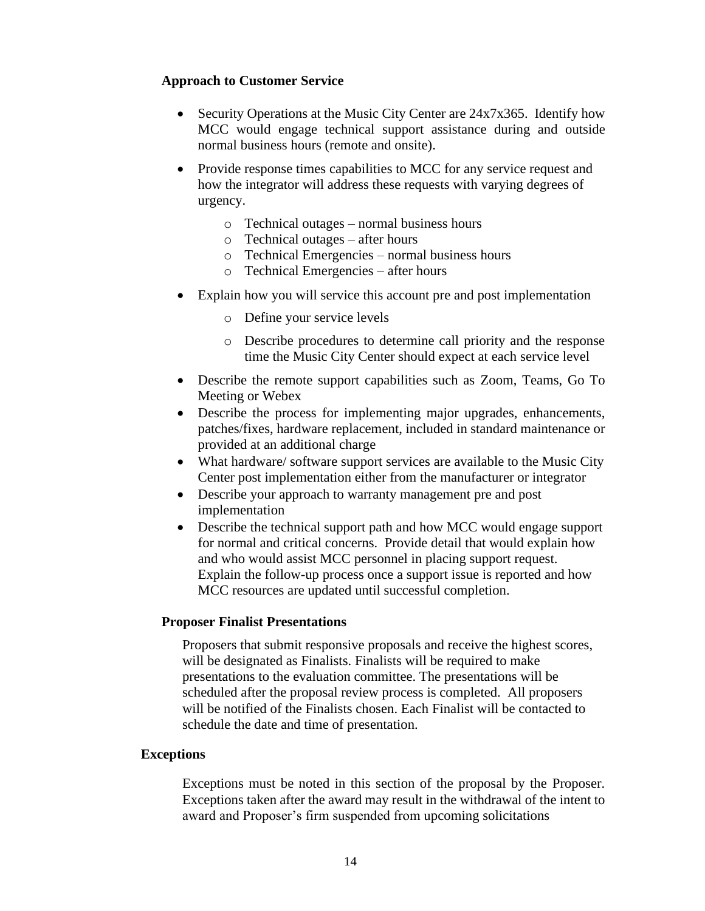### Approach to Customer Service

- Security Operations at the Music City Center are 24x7x365. Identify how MCC would engage technical support assistance during and outside normal business hours (remote and onsite).
- Provide response times capabilities to MCC for any service request and how the integrator will address these requests with varying degrees of urgency.
  - Technical outages – normal business hours
  - Technical outages – after hours
  - Technical Emergencies – normal business hours
  - Technical Emergencies – after hours
- Explain how you will service this account pre and post implementation
  - Define your service levels
  - Describe procedures to determine call priority and the response time the Music City Center should expect at each service level
- Describe the remote support capabilities such as Zoom, Teams, Go To Meeting or Webex
- Describe the process for implementing major upgrades, enhancements, patches/fixes, hardware replacement, included in standard maintenance or provided at an additional charge
- What hardware/ software support services are available to the Music City Center post implementation either from the manufacturer or integrator
- Describe your approach to warranty management pre and post implementation
- Describe the technical support path and how MCC would engage support for normal and critical concerns. Provide detail that would explain how and who would assist MCC personnel in placing support request. Explain the follow-up process once a support issue is reported and how MCC resources are updated until successful completion.

### Proposer Finalist Presentations

Proposers that submit responsive proposals and receive the highest scores, will be designated as Finalists. Finalists will be required to make presentations to the evaluation committee. The presentations will be scheduled after the proposal review process is completed. All proposers will be notified of the Finalists chosen. Each Finalist will be contacted to schedule the date and time of presentation.

### Exceptions

Exceptions must be noted in this section of the proposal by the Proposer. Exceptions taken after the award may result in the withdrawal of the intent to award and Proposer's firm suspended from upcoming solicitations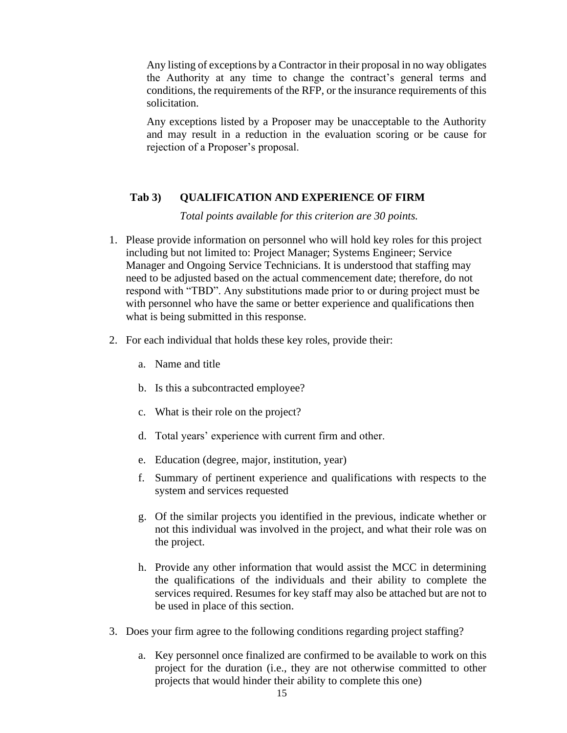Any listing of exceptions by a Contractor in their proposal in no way obligates the Authority at any time to change the contract's general terms and conditions, the requirements of the RFP, or the insurance requirements of this solicitation.

Any exceptions listed by a Proposer may be unacceptable to the Authority and may result in a reduction in the evaluation scoring or be cause for rejection of a Proposer's proposal.

### Tab 3) QUALIFICATION AND EXPERIENCE OF FIRM

*Total points available for this criterion are 30 points.*

1. Please provide information on personnel who will hold key roles for this project including but not limited to: Project Manager; Systems Engineer; Service Manager and Ongoing Service Technicians. It is understood that staffing may need to be adjusted based on the actual commencement date; therefore, do not respond with "TBD". Any substitutions made prior to or during project must be with personnel who have the same or better experience and qualifications then what is being submitted in this response.

2. For each individual that holds these key roles, provide their:

   a. Name and title

   b. Is this a subcontracted employee?

   c. What is their role on the project?

   d. Total years' experience with current firm and other.

   e. Education (degree, major, institution, year)

   f. Summary of pertinent experience and qualifications with respects to the system and services requested

   g. Of the similar projects you identified in the previous, indicate whether or not this individual was involved in the project, and what their role was on the project.

   h. Provide any other information that would assist the MCC in determining the qualifications of the individuals and their ability to complete the services required. Resumes for key staff may also be attached but are not to be used in place of this section.

3. Does your firm agree to the following conditions regarding project staffing?

   a. Key personnel once finalized are confirmed to be available to work on this project for the duration (i.e., they are not otherwise committed to other projects that would hinder their ability to complete this one)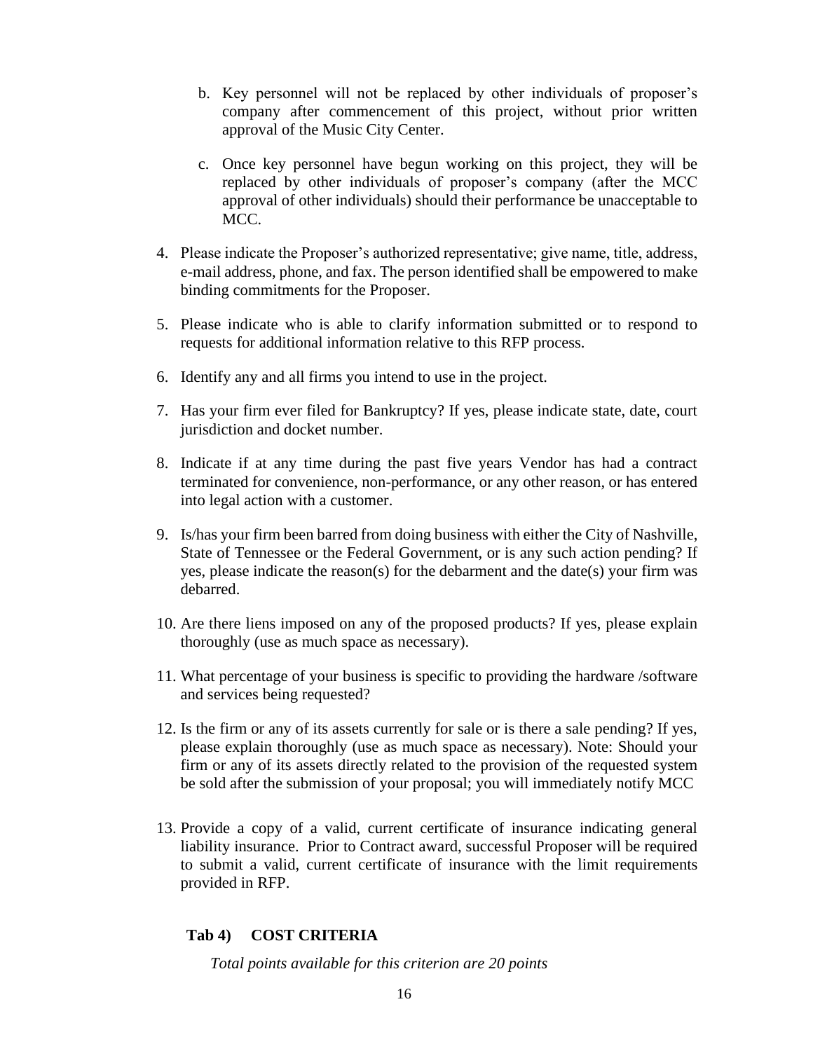b. Key personnel will not be replaced by other individuals of proposer's company after commencement of this project, without prior written approval of the Music City Center.

   c. Once key personnel have begun working on this project, they will be replaced by other individuals of proposer's company (after the MCC approval of other individuals) should their performance be unacceptable to MCC.

4. Please indicate the Proposer's authorized representative; give name, title, address, e-mail address, phone, and fax. The person identified shall be empowered to make binding commitments for the Proposer.

5. Please indicate who is able to clarify information submitted or to respond to requests for additional information relative to this RFP process.

6. Identify any and all firms you intend to use in the project.

7. Has your firm ever filed for Bankruptcy? If yes, please indicate state, date, court jurisdiction and docket number.

8. Indicate if at any time during the past five years Vendor has had a contract terminated for convenience, non-performance, or any other reason, or has entered into legal action with a customer.

9. Is/has your firm been barred from doing business with either the City of Nashville, State of Tennessee or the Federal Government, or is any such action pending? If yes, please indicate the reason(s) for the debarment and the date(s) your firm was debarred.

10. Are there liens imposed on any of the proposed products? If yes, please explain thoroughly (use as much space as necessary).

11. What percentage of your business is specific to providing the hardware /software and services being requested?

12. Is the firm or any of its assets currently for sale or is there a sale pending? If yes, please explain thoroughly (use as much space as necessary). Note: Should your firm or any of its assets directly related to the provision of the requested system be sold after the submission of your proposal; you will immediately notify MCC

13. Provide a copy of a valid, current certificate of insurance indicating general liability insurance. Prior to Contract award, successful Proposer will be required to submit a valid, current certificate of insurance with the limit requirements provided in RFP.

### Tab 4) COST CRITERIA

*Total points available for this criterion are 20 points*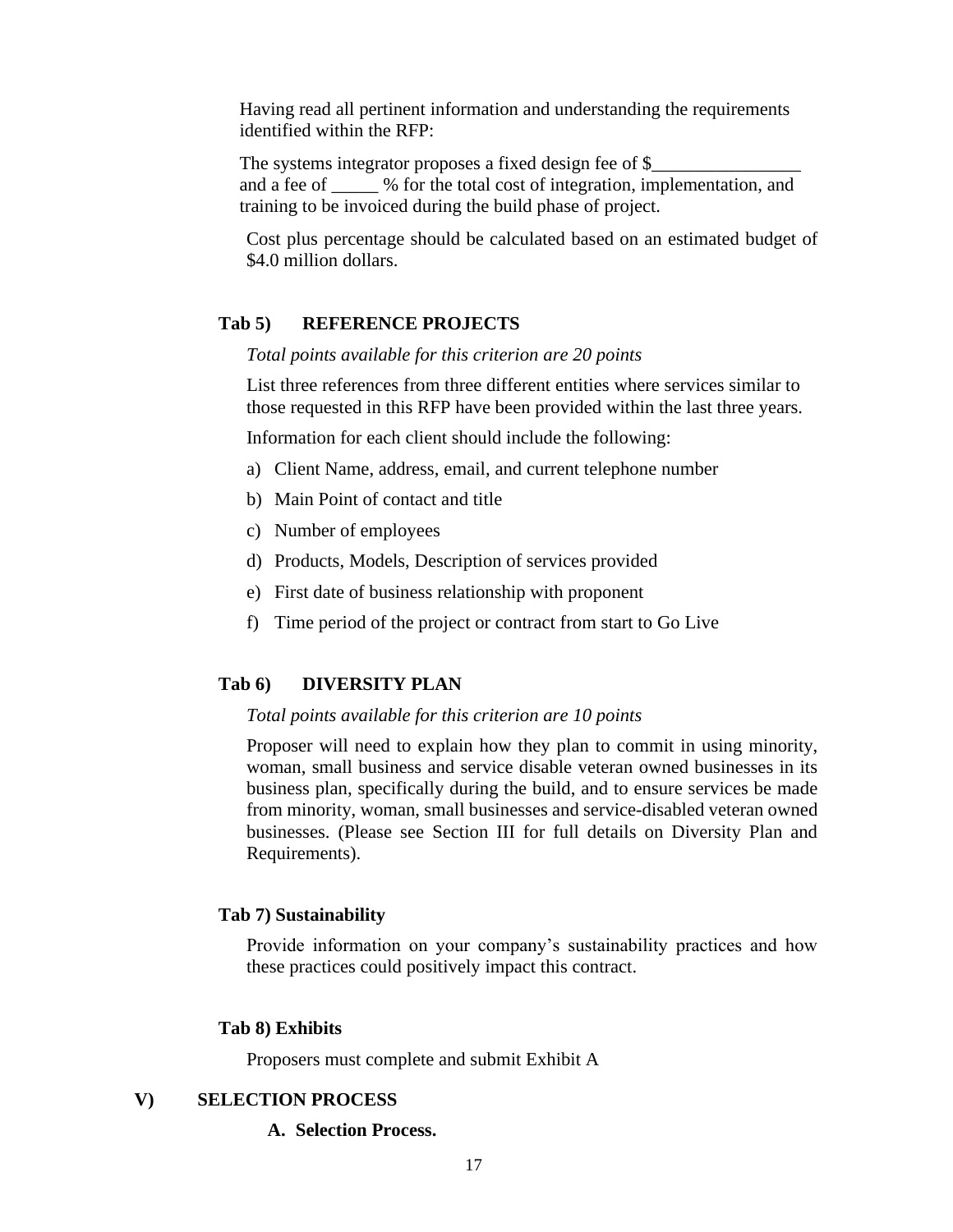Having read all pertinent information and understanding the requirements identified within the RFP:

The systems integrator proposes a fixed design fee of $________________ and a fee of _____ % for the total cost of integration, implementation, and training to be invoiced during the build phase of project.

Cost plus percentage should be calculated based on an estimated budget of $4.0 million dollars.

### Tab 5) REFERENCE PROJECTS

*Total points available for this criterion are 20 points*

List three references from three different entities where services similar to those requested in this RFP have been provided within the last three years.

Information for each client should include the following:

a) Client Name, address, email, and current telephone number
b) Main Point of contact and title
c) Number of employees
d) Products, Models, Description of services provided
e) First date of business relationship with proponent
f) Time period of the project or contract from start to Go Live

### Tab 6) DIVERSITY PLAN

*Total points available for this criterion are 10 points*

Proposer will need to explain how they plan to commit in using minority, woman, small business and service disable veteran owned businesses in its business plan, specifically during the build, and to ensure services be made from minority, woman, small businesses and service-disabled veteran owned businesses. (Please see Section III for full details on Diversity Plan and Requirements).

### Tab 7) Sustainability

Provide information on your company's sustainability practices and how these practices could positively impact this contract.

### Tab 8) Exhibits

Proposers must complete and submit Exhibit A

## V) SELECTION PROCESS

### A. Selection Process.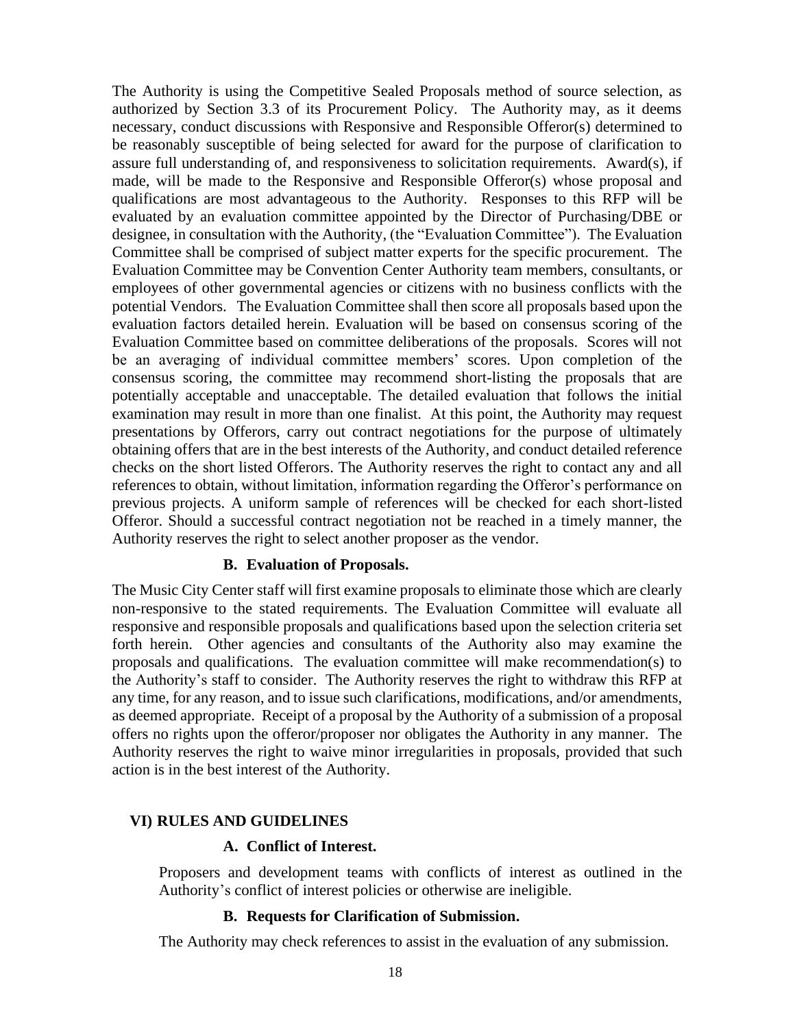The Authority is using the Competitive Sealed Proposals method of source selection, as authorized by Section 3.3 of its Procurement Policy. The Authority may, as it deems necessary, conduct discussions with Responsive and Responsible Offeror(s) determined to be reasonably susceptible of being selected for award for the purpose of clarification to assure full understanding of, and responsiveness to solicitation requirements. Award(s), if made, will be made to the Responsive and Responsible Offeror(s) whose proposal and qualifications are most advantageous to the Authority. Responses to this RFP will be evaluated by an evaluation committee appointed by the Director of Purchasing/DBE or designee, in consultation with the Authority, (the "Evaluation Committee"). The Evaluation Committee shall be comprised of subject matter experts for the specific procurement. The Evaluation Committee may be Convention Center Authority team members, consultants, or employees of other governmental agencies or citizens with no business conflicts with the potential Vendors. The Evaluation Committee shall then score all proposals based upon the evaluation factors detailed herein. Evaluation will be based on consensus scoring of the Evaluation Committee based on committee deliberations of the proposals. Scores will not be an averaging of individual committee members' scores. Upon completion of the consensus scoring, the committee may recommend short-listing the proposals that are potentially acceptable and unacceptable. The detailed evaluation that follows the initial examination may result in more than one finalist. At this point, the Authority may request presentations by Offerors, carry out contract negotiations for the purpose of ultimately obtaining offers that are in the best interests of the Authority, and conduct detailed reference checks on the short listed Offerors. The Authority reserves the right to contact any and all references to obtain, without limitation, information regarding the Offeror's performance on previous projects. A uniform sample of references will be checked for each short-listed Offeror. Should a successful contract negotiation not be reached in a timely manner, the Authority reserves the right to select another proposer as the vendor.

### B. Evaluation of Proposals.

The Music City Center staff will first examine proposals to eliminate those which are clearly non-responsive to the stated requirements. The Evaluation Committee will evaluate all responsive and responsible proposals and qualifications based upon the selection criteria set forth herein. Other agencies and consultants of the Authority also may examine the proposals and qualifications. The evaluation committee will make recommendation(s) to the Authority's staff to consider. The Authority reserves the right to withdraw this RFP at any time, for any reason, and to issue such clarifications, modifications, and/or amendments, as deemed appropriate. Receipt of a proposal by the Authority of a submission of a proposal offers no rights upon the offeror/proposer nor obligates the Authority in any manner. The Authority reserves the right to waive minor irregularities in proposals, provided that such action is in the best interest of the Authority.

## VI) RULES AND GUIDELINES

### A. Conflict of Interest.

Proposers and development teams with conflicts of interest as outlined in the Authority's conflict of interest policies or otherwise are ineligible.

### B. Requests for Clarification of Submission.

The Authority may check references to assist in the evaluation of any submission.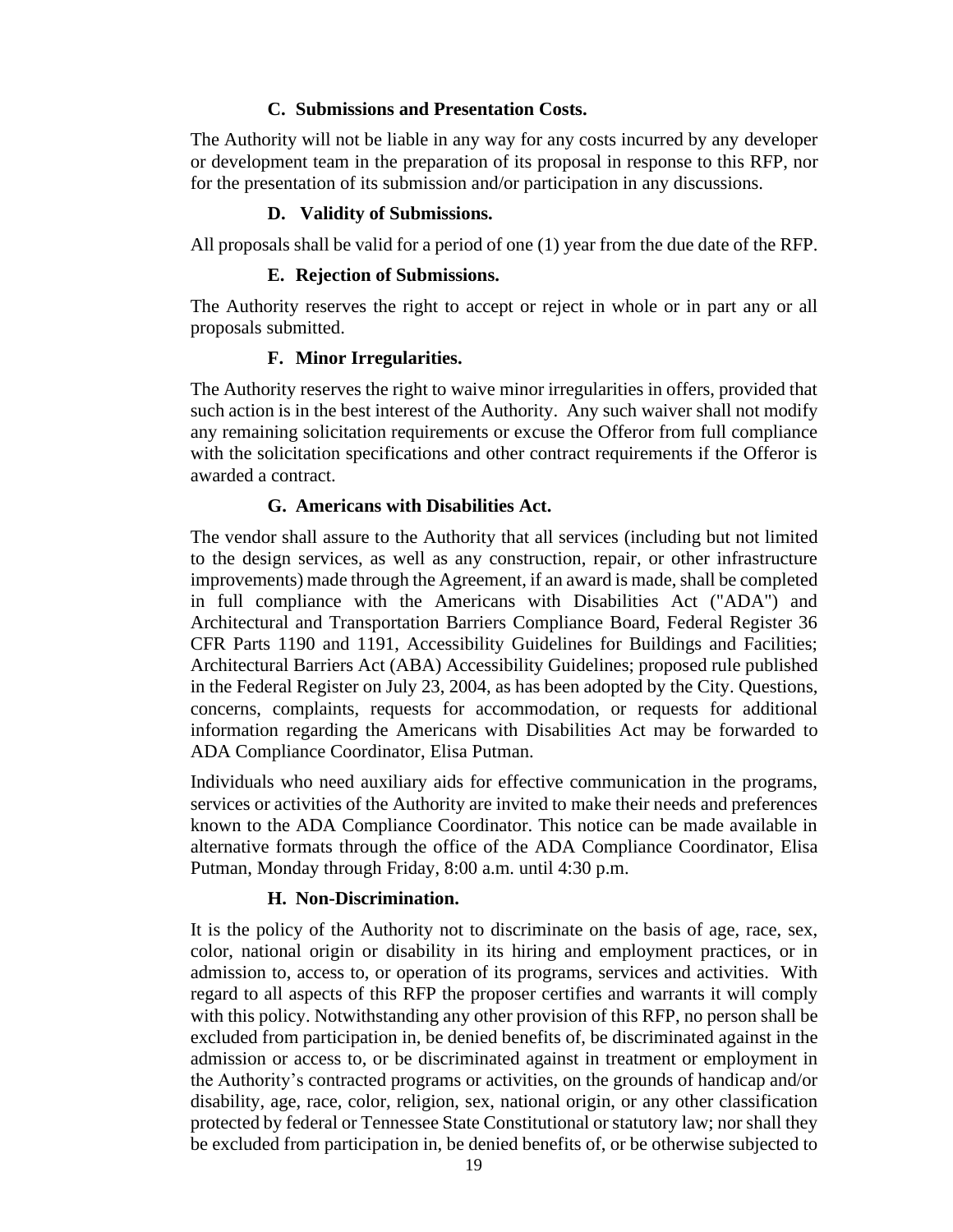### C. Submissions and Presentation Costs.

The Authority will not be liable in any way for any costs incurred by any developer or development team in the preparation of its proposal in response to this RFP, nor for the presentation of its submission and/or participation in any discussions.

### D. Validity of Submissions.

All proposals shall be valid for a period of one (1) year from the due date of the RFP.

### E. Rejection of Submissions.

The Authority reserves the right to accept or reject in whole or in part any or all proposals submitted.

### F. Minor Irregularities.

The Authority reserves the right to waive minor irregularities in offers, provided that such action is in the best interest of the Authority. Any such waiver shall not modify any remaining solicitation requirements or excuse the Offeror from full compliance with the solicitation specifications and other contract requirements if the Offeror is awarded a contract.

### G. Americans with Disabilities Act.

The vendor shall assure to the Authority that all services (including but not limited to the design services, as well as any construction, repair, or other infrastructure improvements) made through the Agreement, if an award is made, shall be completed in full compliance with the Americans with Disabilities Act ("ADA") and Architectural and Transportation Barriers Compliance Board, Federal Register 36 CFR Parts 1190 and 1191, Accessibility Guidelines for Buildings and Facilities; Architectural Barriers Act (ABA) Accessibility Guidelines; proposed rule published in the Federal Register on July 23, 2004, as has been adopted by the City. Questions, concerns, complaints, requests for accommodation, or requests for additional information regarding the Americans with Disabilities Act may be forwarded to ADA Compliance Coordinator, Elisa Putman.

Individuals who need auxiliary aids for effective communication in the programs, services or activities of the Authority are invited to make their needs and preferences known to the ADA Compliance Coordinator. This notice can be made available in alternative formats through the office of the ADA Compliance Coordinator, Elisa Putman, Monday through Friday, 8:00 a.m. until 4:30 p.m.

### H. Non-Discrimination.

It is the policy of the Authority not to discriminate on the basis of age, race, sex, color, national origin or disability in its hiring and employment practices, or in admission to, access to, or operation of its programs, services and activities. With regard to all aspects of this RFP the proposer certifies and warrants it will comply with this policy. Notwithstanding any other provision of this RFP, no person shall be excluded from participation in, be denied benefits of, be discriminated against in the admission or access to, or be discriminated against in treatment or employment in the Authority's contracted programs or activities, on the grounds of handicap and/or disability, age, race, color, religion, sex, national origin, or any other classification protected by federal or Tennessee State Constitutional or statutory law; nor shall they be excluded from participation in, be denied benefits of, or be otherwise subjected to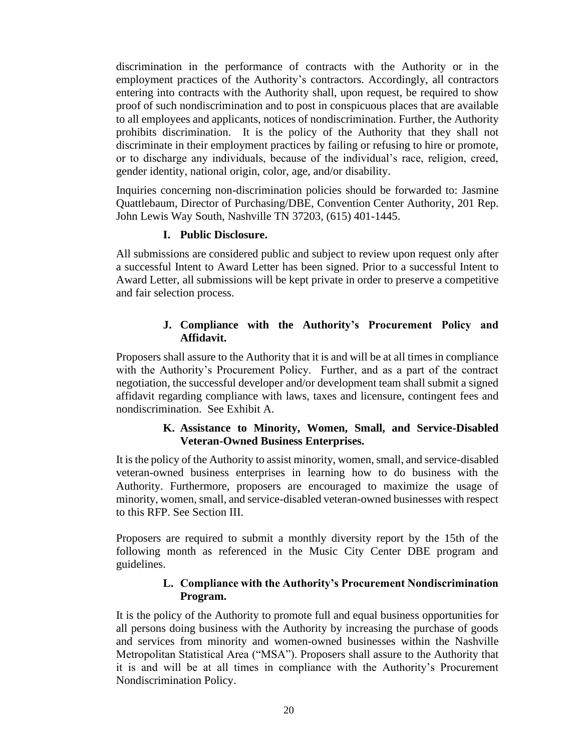discrimination in the performance of contracts with the Authority or in the employment practices of the Authority's contractors. Accordingly, all contractors entering into contracts with the Authority shall, upon request, be required to show proof of such nondiscrimination and to post in conspicuous places that are available to all employees and applicants, notices of nondiscrimination. Further, the Authority prohibits discrimination. It is the policy of the Authority that they shall not discriminate in their employment practices by failing or refusing to hire or promote, or to discharge any individuals, because of the individual's race, religion, creed, gender identity, national origin, color, age, and/or disability.

Inquiries concerning non-discrimination policies should be forwarded to: Jasmine Quattlebaum, Director of Purchasing/DBE, Convention Center Authority, 201 Rep. John Lewis Way South, Nashville TN 37203, (615) 401-1445.

### I. Public Disclosure.

All submissions are considered public and subject to review upon request only after a successful Intent to Award Letter has been signed. Prior to a successful Intent to Award Letter, all submissions will be kept private in order to preserve a competitive and fair selection process.

### J. Compliance with the Authority's Procurement Policy and Affidavit.

Proposers shall assure to the Authority that it is and will be at all times in compliance with the Authority's Procurement Policy. Further, and as a part of the contract negotiation, the successful developer and/or development team shall submit a signed affidavit regarding compliance with laws, taxes and licensure, contingent fees and nondiscrimination. See Exhibit A.

### K. Assistance to Minority, Women, Small, and Service-Disabled Veteran-Owned Business Enterprises.

It is the policy of the Authority to assist minority, women, small, and service-disabled veteran-owned business enterprises in learning how to do business with the Authority. Furthermore, proposers are encouraged to maximize the usage of minority, women, small, and service-disabled veteran-owned businesses with respect to this RFP. See Section III.

Proposers are required to submit a monthly diversity report by the 15th of the following month as referenced in the Music City Center DBE program and guidelines.

### L. Compliance with the Authority's Procurement Nondiscrimination Program.

It is the policy of the Authority to promote full and equal business opportunities for all persons doing business with the Authority by increasing the purchase of goods and services from minority and women-owned businesses within the Nashville Metropolitan Statistical Area ("MSA"). Proposers shall assure to the Authority that it is and will be at all times in compliance with the Authority's Procurement Nondiscrimination Policy.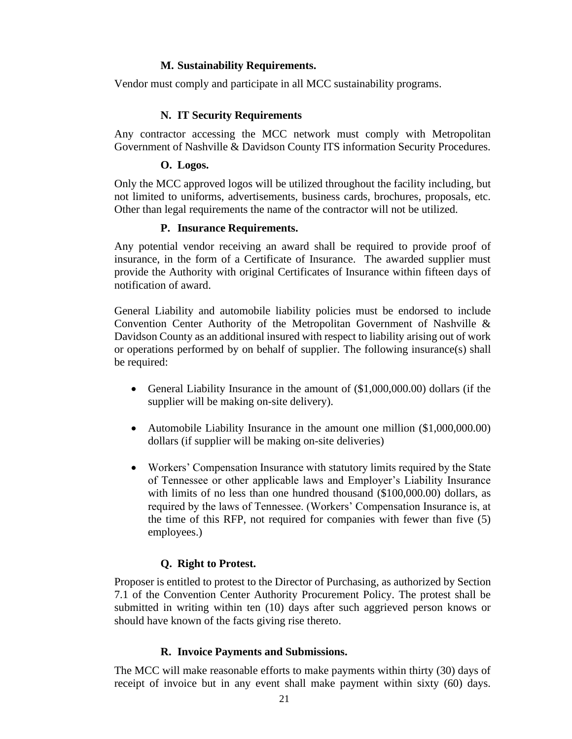### M. Sustainability Requirements.

Vendor must comply and participate in all MCC sustainability programs.

### N. IT Security Requirements

Any contractor accessing the MCC network must comply with Metropolitan Government of Nashville & Davidson County ITS information Security Procedures.

### O. Logos.

Only the MCC approved logos will be utilized throughout the facility including, but not limited to uniforms, advertisements, business cards, brochures, proposals, etc. Other than legal requirements the name of the contractor will not be utilized.

### P. Insurance Requirements.

Any potential vendor receiving an award shall be required to provide proof of insurance, in the form of a Certificate of Insurance. The awarded supplier must provide the Authority with original Certificates of Insurance within fifteen days of notification of award.

General Liability and automobile liability policies must be endorsed to include Convention Center Authority of the Metropolitan Government of Nashville & Davidson County as an additional insured with respect to liability arising out of work or operations performed by on behalf of supplier. The following insurance(s) shall be required:

- General Liability Insurance in the amount of ($1,000,000.00) dollars (if the supplier will be making on-site delivery).
- Automobile Liability Insurance in the amount one million ($1,000,000.00) dollars (if supplier will be making on-site deliveries)
- Workers' Compensation Insurance with statutory limits required by the State of Tennessee or other applicable laws and Employer's Liability Insurance with limits of no less than one hundred thousand ($100,000.00) dollars, as required by the laws of Tennessee. (Workers' Compensation Insurance is, at the time of this RFP, not required for companies with fewer than five (5) employees.)

### Q. Right to Protest.

Proposer is entitled to protest to the Director of Purchasing, as authorized by Section 7.1 of the Convention Center Authority Procurement Policy. The protest shall be submitted in writing within ten (10) days after such aggrieved person knows or should have known of the facts giving rise thereto.

### R. Invoice Payments and Submissions.

The MCC will make reasonable efforts to make payments within thirty (30) days of receipt of invoice but in any event shall make payment within sixty (60) days.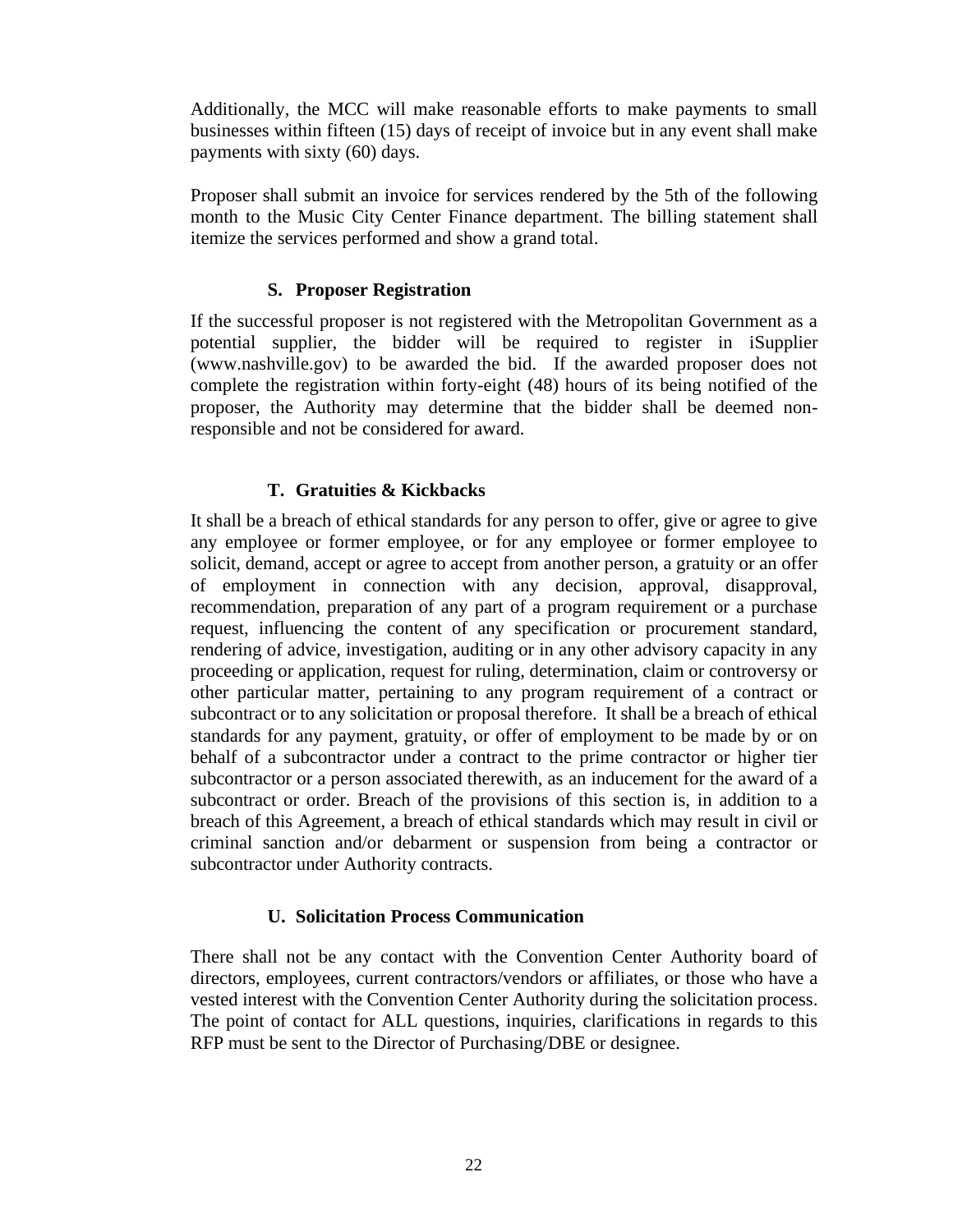Additionally, the MCC will make reasonable efforts to make payments to small businesses within fifteen (15) days of receipt of invoice but in any event shall make payments with sixty (60) days.

Proposer shall submit an invoice for services rendered by the 5th of the following month to the Music City Center Finance department. The billing statement shall itemize the services performed and show a grand total.

### S. Proposer Registration

If the successful proposer is not registered with the Metropolitan Government as a potential supplier, the bidder will be required to register in iSupplier (www.nashville.gov) to be awarded the bid. If the awarded proposer does not complete the registration within forty-eight (48) hours of its being notified of the proposer, the Authority may determine that the bidder shall be deemed non-responsible and not be considered for award.

### T. Gratuities & Kickbacks

It shall be a breach of ethical standards for any person to offer, give or agree to give any employee or former employee, or for any employee or former employee to solicit, demand, accept or agree to accept from another person, a gratuity or an offer of employment in connection with any decision, approval, disapproval, recommendation, preparation of any part of a program requirement or a purchase request, influencing the content of any specification or procurement standard, rendering of advice, investigation, auditing or in any other advisory capacity in any proceeding or application, request for ruling, determination, claim or controversy or other particular matter, pertaining to any program requirement of a contract or subcontract or to any solicitation or proposal therefore. It shall be a breach of ethical standards for any payment, gratuity, or offer of employment to be made by or on behalf of a subcontractor under a contract to the prime contractor or higher tier subcontractor or a person associated therewith, as an inducement for the award of a subcontract or order. Breach of the provisions of this section is, in addition to a breach of this Agreement, a breach of ethical standards which may result in civil or criminal sanction and/or debarment or suspension from being a contractor or subcontractor under Authority contracts.

### U. Solicitation Process Communication

There shall not be any contact with the Convention Center Authority board of directors, employees, current contractors/vendors or affiliates, or those who have a vested interest with the Convention Center Authority during the solicitation process. The point of contact for ALL questions, inquiries, clarifications in regards to this RFP must be sent to the Director of Purchasing/DBE or designee.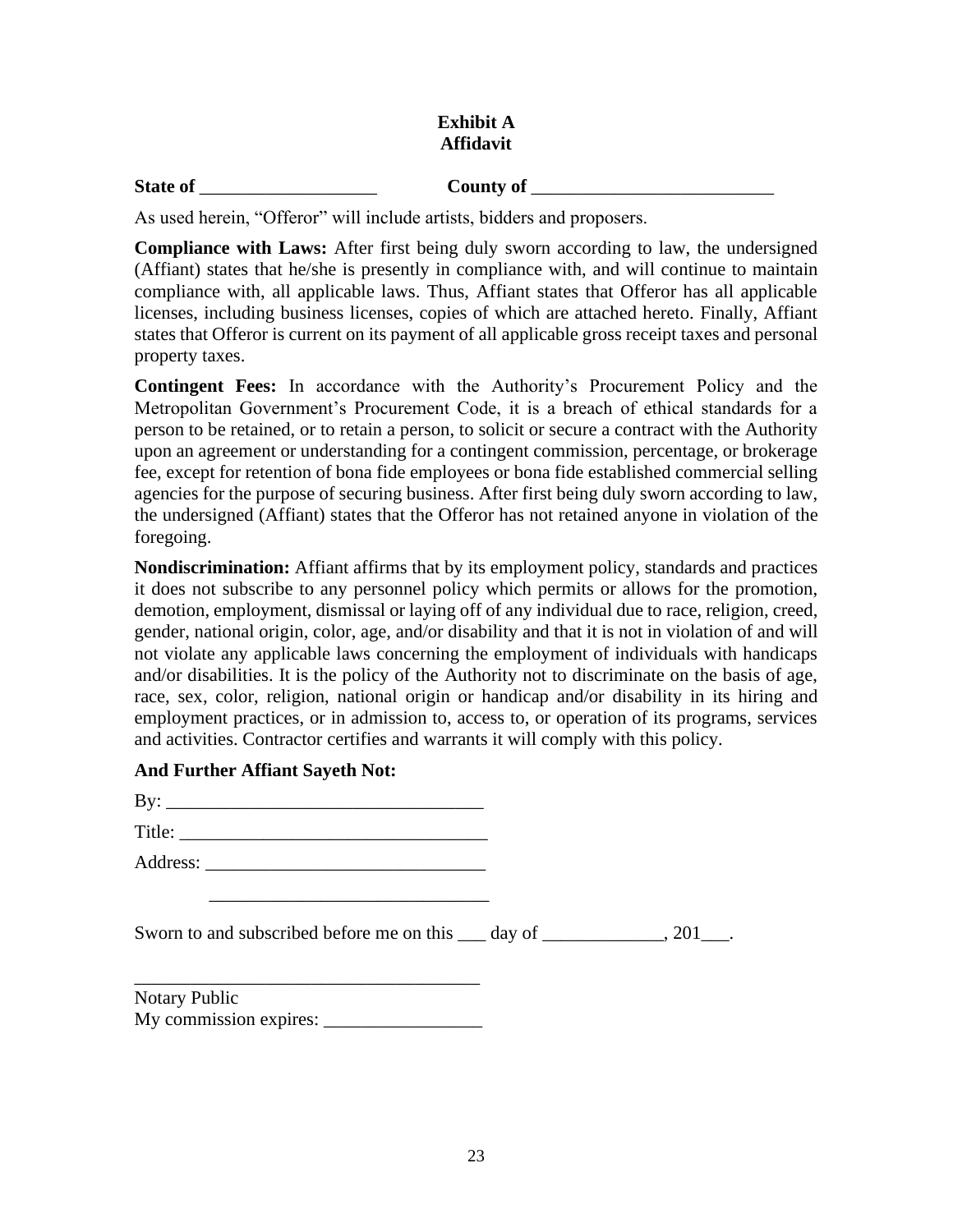# Exhibit A
# Affidavit

**State of** ___________________ **County of** __________________________

As used herein, "Offeror" will include artists, bidders and proposers.

**Compliance with Laws:** After first being duly sworn according to law, the undersigned (Affiant) states that he/she is presently in compliance with, and will continue to maintain compliance with, all applicable laws. Thus, Affiant states that Offeror has all applicable licenses, including business licenses, copies of which are attached hereto. Finally, Affiant states that Offeror is current on its payment of all applicable gross receipt taxes and personal property taxes.

**Contingent Fees:** In accordance with the Authority's Procurement Policy and the Metropolitan Government's Procurement Code, it is a breach of ethical standards for a person to be retained, or to retain a person, to solicit or secure a contract with the Authority upon an agreement or understanding for a contingent commission, percentage, or brokerage fee, except for retention of bona fide employees or bona fide established commercial selling agencies for the purpose of securing business. After first being duly sworn according to law, the undersigned (Affiant) states that the Offeror has not retained anyone in violation of the foregoing.

**Nondiscrimination:** Affiant affirms that by its employment policy, standards and practices it does not subscribe to any personnel policy which permits or allows for the promotion, demotion, employment, dismissal or laying off of any individual due to race, religion, creed, gender, national origin, color, age, and/or disability and that it is not in violation of and will not violate any applicable laws concerning the employment of individuals with handicaps and/or disabilities. It is the policy of the Authority not to discriminate on the basis of age, race, sex, color, religion, national origin or handicap and/or disability in its hiring and employment practices, or in admission to, access to, or operation of its programs, services and activities. Contractor certifies and warrants it will comply with this policy.

**And Further Affiant Sayeth Not:**

By: _________________________________

Title: _________________________________

Address: ______________________________

______________________________

Sworn to and subscribed before me on this ___ day of _____________, 201___.

_____________________________________
Notary Public
My commission expires: _________________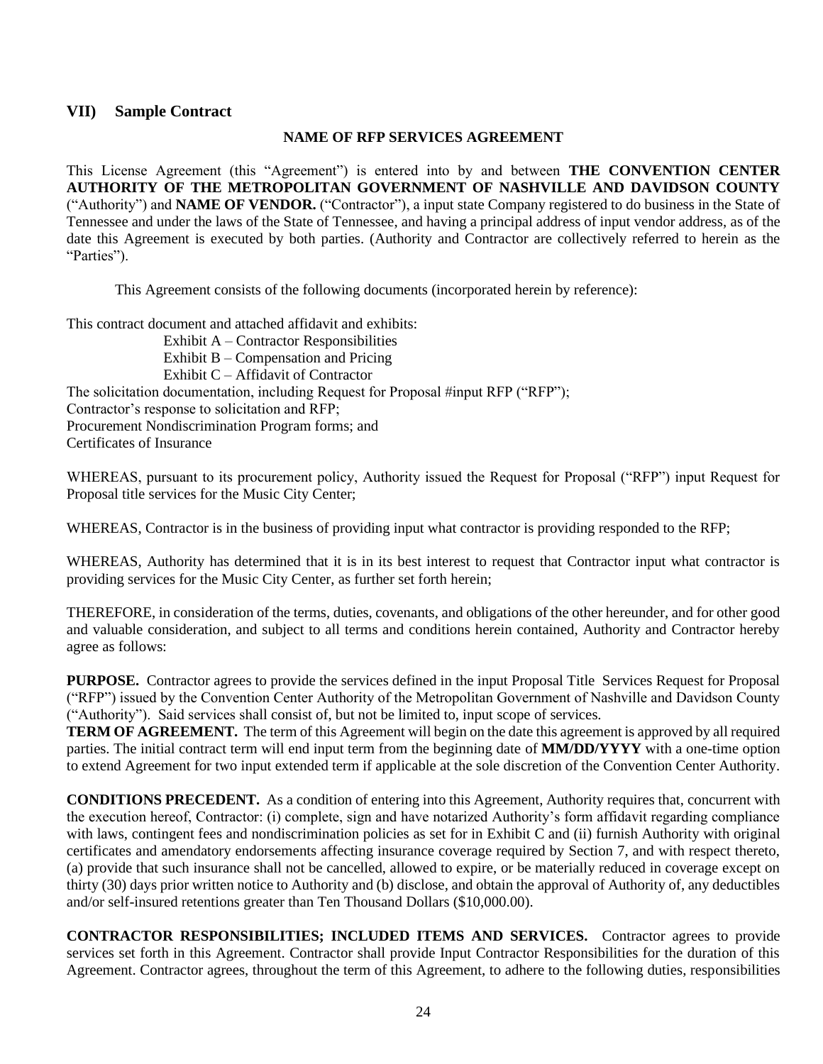## VII) Sample Contract

**NAME OF RFP SERVICES AGREEMENT**

This License Agreement (this "Agreement") is entered into by and between **THE CONVENTION CENTER AUTHORITY OF THE METROPOLITAN GOVERNMENT OF NASHVILLE AND DAVIDSON COUNTY** ("Authority") and **NAME OF VENDOR.** ("Contractor"), a input state Company registered to do business in the State of Tennessee and under the laws of the State of Tennessee, and having a principal address of input vendor address, as of the date this Agreement is executed by both parties. (Authority and Contractor are collectively referred to herein as the "Parties").

This Agreement consists of the following documents (incorporated herein by reference):

This contract document and attached affidavit and exhibits:

Exhibit A – Contractor Responsibilities
Exhibit B – Compensation and Pricing
Exhibit C – Affidavit of Contractor

The solicitation documentation, including Request for Proposal #input RFP ("RFP");
Contractor's response to solicitation and RFP;
Procurement Nondiscrimination Program forms; and
Certificates of Insurance

WHEREAS, pursuant to its procurement policy, Authority issued the Request for Proposal ("RFP") input Request for Proposal title services for the Music City Center;

WHEREAS, Contractor is in the business of providing input what contractor is providing responded to the RFP;

WHEREAS, Authority has determined that it is in its best interest to request that Contractor input what contractor is providing services for the Music City Center, as further set forth herein;

THEREFORE, in consideration of the terms, duties, covenants, and obligations of the other hereunder, and for other good and valuable consideration, and subject to all terms and conditions herein contained, Authority and Contractor hereby agree as follows:

**PURPOSE.** Contractor agrees to provide the services defined in the input Proposal Title Services Request for Proposal ("RFP") issued by the Convention Center Authority of the Metropolitan Government of Nashville and Davidson County ("Authority"). Said services shall consist of, but not be limited to, input scope of services.

**TERM OF AGREEMENT.** The term of this Agreement will begin on the date this agreement is approved by all required parties. The initial contract term will end input term from the beginning date of **MM/DD/YYYY** with a one-time option to extend Agreement for two input extended term if applicable at the sole discretion of the Convention Center Authority.

**CONDITIONS PRECEDENT.** As a condition of entering into this Agreement, Authority requires that, concurrent with the execution hereof, Contractor: (i) complete, sign and have notarized Authority's form affidavit regarding compliance with laws, contingent fees and nondiscrimination policies as set for in Exhibit C and (ii) furnish Authority with original certificates and amendatory endorsements affecting insurance coverage required by Section 7, and with respect thereto, (a) provide that such insurance shall not be cancelled, allowed to expire, or be materially reduced in coverage except on thirty (30) days prior written notice to Authority and (b) disclose, and obtain the approval of Authority of, any deductibles and/or self-insured retentions greater than Ten Thousand Dollars ($10,000.00).

**CONTRACTOR RESPONSIBILITIES; INCLUDED ITEMS AND SERVICES.** Contractor agrees to provide services set forth in this Agreement. Contractor shall provide Input Contractor Responsibilities for the duration of this Agreement. Contractor agrees, throughout the term of this Agreement, to adhere to the following duties, responsibilities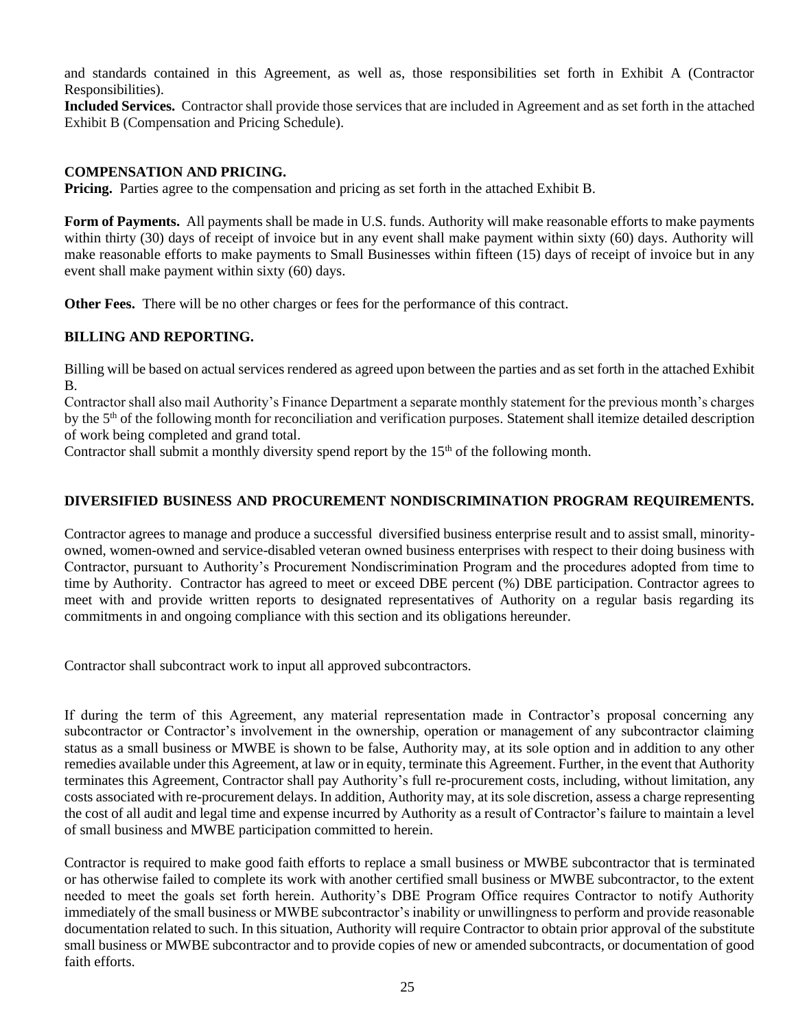and standards contained in this Agreement, as well as, those responsibilities set forth in Exhibit A (Contractor Responsibilities).

**Included Services.** Contractor shall provide those services that are included in Agreement and as set forth in the attached Exhibit B (Compensation and Pricing Schedule).

**COMPENSATION AND PRICING.**

**Pricing.** Parties agree to the compensation and pricing as set forth in the attached Exhibit B.

**Form of Payments.** All payments shall be made in U.S. funds. Authority will make reasonable efforts to make payments within thirty (30) days of receipt of invoice but in any event shall make payment within sixty (60) days. Authority will make reasonable efforts to make payments to Small Businesses within fifteen (15) days of receipt of invoice but in any event shall make payment within sixty (60) days.

**Other Fees.** There will be no other charges or fees for the performance of this contract.

**BILLING AND REPORTING.**

Billing will be based on actual services rendered as agreed upon between the parties and as set forth in the attached Exhibit B.

Contractor shall also mail Authority's Finance Department a separate monthly statement for the previous month's charges by the 5th of the following month for reconciliation and verification purposes. Statement shall itemize detailed description of work being completed and grand total.

Contractor shall submit a monthly diversity spend report by the 15th of the following month.

**DIVERSIFIED BUSINESS AND PROCUREMENT NONDISCRIMINATION PROGRAM REQUIREMENTS.**

Contractor agrees to manage and produce a successful diversified business enterprise result and to assist small, minority-owned, women-owned and service-disabled veteran owned business enterprises with respect to their doing business with Contractor, pursuant to Authority's Procurement Nondiscrimination Program and the procedures adopted from time to time by Authority. Contractor has agreed to meet or exceed DBE percent (%) DBE participation. Contractor agrees to meet with and provide written reports to designated representatives of Authority on a regular basis regarding its commitments in and ongoing compliance with this section and its obligations hereunder.

Contractor shall subcontract work to input all approved subcontractors.

If during the term of this Agreement, any material representation made in Contractor's proposal concerning any subcontractor or Contractor's involvement in the ownership, operation or management of any subcontractor claiming status as a small business or MWBE is shown to be false, Authority may, at its sole option and in addition to any other remedies available under this Agreement, at law or in equity, terminate this Agreement. Further, in the event that Authority terminates this Agreement, Contractor shall pay Authority's full re-procurement costs, including, without limitation, any costs associated with re-procurement delays. In addition, Authority may, at its sole discretion, assess a charge representing the cost of all audit and legal time and expense incurred by Authority as a result of Contractor's failure to maintain a level of small business and MWBE participation committed to herein.

Contractor is required to make good faith efforts to replace a small business or MWBE subcontractor that is terminated or has otherwise failed to complete its work with another certified small business or MWBE subcontractor, to the extent needed to meet the goals set forth herein. Authority's DBE Program Office requires Contractor to notify Authority immediately of the small business or MWBE subcontractor's inability or unwillingness to perform and provide reasonable documentation related to such. In this situation, Authority will require Contractor to obtain prior approval of the substitute small business or MWBE subcontractor and to provide copies of new or amended subcontracts, or documentation of good faith efforts.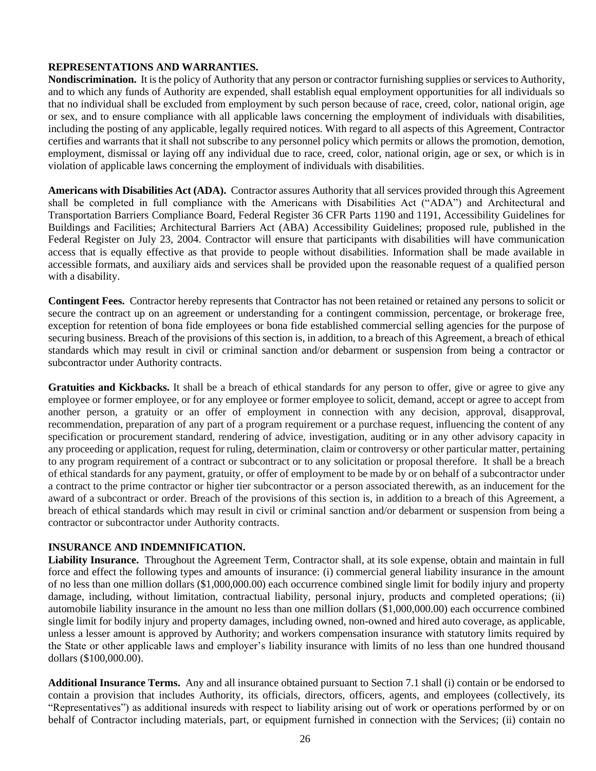**REPRESENTATIONS AND WARRANTIES.**

**Nondiscrimination.** It is the policy of Authority that any person or contractor furnishing supplies or services to Authority, and to which any funds of Authority are expended, shall establish equal employment opportunities for all individuals so that no individual shall be excluded from employment by such person because of race, creed, color, national origin, age or sex, and to ensure compliance with all applicable laws concerning the employment of individuals with disabilities, including the posting of any applicable, legally required notices. With regard to all aspects of this Agreement, Contractor certifies and warrants that it shall not subscribe to any personnel policy which permits or allows the promotion, demotion, employment, dismissal or laying off any individual due to race, creed, color, national origin, age or sex, or which is in violation of applicable laws concerning the employment of individuals with disabilities.

**Americans with Disabilities Act (ADA).** Contractor assures Authority that all services provided through this Agreement shall be completed in full compliance with the Americans with Disabilities Act ("ADA") and Architectural and Transportation Barriers Compliance Board, Federal Register 36 CFR Parts 1190 and 1191, Accessibility Guidelines for Buildings and Facilities; Architectural Barriers Act (ABA) Accessibility Guidelines; proposed rule, published in the Federal Register on July 23, 2004. Contractor will ensure that participants with disabilities will have communication access that is equally effective as that provide to people without disabilities. Information shall be made available in accessible formats, and auxiliary aids and services shall be provided upon the reasonable request of a qualified person with a disability.

**Contingent Fees.** Contractor hereby represents that Contractor has not been retained or retained any persons to solicit or secure the contract up on an agreement or understanding for a contingent commission, percentage, or brokerage free, exception for retention of bona fide employees or bona fide established commercial selling agencies for the purpose of securing business. Breach of the provisions of this section is, in addition, to a breach of this Agreement, a breach of ethical standards which may result in civil or criminal sanction and/or debarment or suspension from being a contractor or subcontractor under Authority contracts.

**Gratuities and Kickbacks.** It shall be a breach of ethical standards for any person to offer, give or agree to give any employee or former employee, or for any employee or former employee to solicit, demand, accept or agree to accept from another person, a gratuity or an offer of employment in connection with any decision, approval, disapproval, recommendation, preparation of any part of a program requirement or a purchase request, influencing the content of any specification or procurement standard, rendering of advice, investigation, auditing or in any other advisory capacity in any proceeding or application, request for ruling, determination, claim or controversy or other particular matter, pertaining to any program requirement of a contract or subcontract or to any solicitation or proposal therefore. It shall be a breach of ethical standards for any payment, gratuity, or offer of employment to be made by or on behalf of a subcontractor under a contract to the prime contractor or higher tier subcontractor or a person associated therewith, as an inducement for the award of a subcontract or order. Breach of the provisions of this section is, in addition to a breach of this Agreement, a breach of ethical standards which may result in civil or criminal sanction and/or debarment or suspension from being a contractor or subcontractor under Authority contracts.

**INSURANCE AND INDEMNIFICATION.**

**Liability Insurance.** Throughout the Agreement Term, Contractor shall, at its sole expense, obtain and maintain in full force and effect the following types and amounts of insurance: (i) commercial general liability insurance in the amount of no less than one million dollars ($1,000,000.00) each occurrence combined single limit for bodily injury and property damage, including, without limitation, contractual liability, personal injury, products and completed operations; (ii) automobile liability insurance in the amount no less than one million dollars ($1,000,000.00) each occurrence combined single limit for bodily injury and property damages, including owned, non-owned and hired auto coverage, as applicable, unless a lesser amount is approved by Authority; and workers compensation insurance with statutory limits required by the State or other applicable laws and employer's liability insurance with limits of no less than one hundred thousand dollars ($100,000.00).

**Additional Insurance Terms.** Any and all insurance obtained pursuant to Section 7.1 shall (i) contain or be endorsed to contain a provision that includes Authority, its officials, directors, officers, agents, and employees (collectively, its "Representatives") as additional insureds with respect to liability arising out of work or operations performed by or on behalf of Contractor including materials, part, or equipment furnished in connection with the Services; (ii) contain no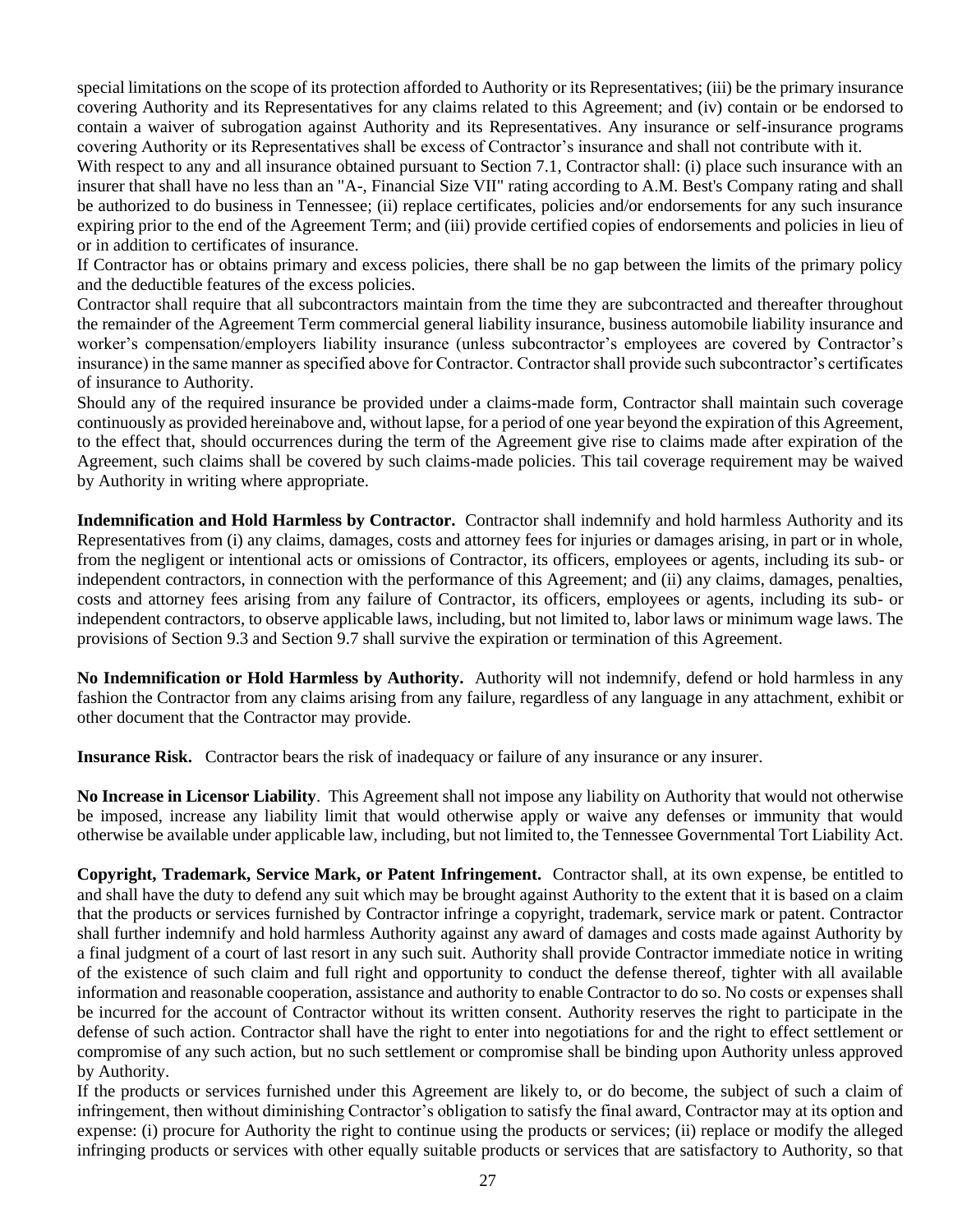special limitations on the scope of its protection afforded to Authority or its Representatives; (iii) be the primary insurance covering Authority and its Representatives for any claims related to this Agreement; and (iv) contain or be endorsed to contain a waiver of subrogation against Authority and its Representatives. Any insurance or self-insurance programs covering Authority or its Representatives shall be excess of Contractor's insurance and shall not contribute with it.

With respect to any and all insurance obtained pursuant to Section 7.1, Contractor shall: (i) place such insurance with an insurer that shall have no less than an "A-, Financial Size VII" rating according to A.M. Best's Company rating and shall be authorized to do business in Tennessee; (ii) replace certificates, policies and/or endorsements for any such insurance expiring prior to the end of the Agreement Term; and (iii) provide certified copies of endorsements and policies in lieu of or in addition to certificates of insurance.

If Contractor has or obtains primary and excess policies, there shall be no gap between the limits of the primary policy and the deductible features of the excess policies.

Contractor shall require that all subcontractors maintain from the time they are subcontracted and thereafter throughout the remainder of the Agreement Term commercial general liability insurance, business automobile liability insurance and worker's compensation/employers liability insurance (unless subcontractor's employees are covered by Contractor's insurance) in the same manner as specified above for Contractor. Contractor shall provide such subcontractor's certificates of insurance to Authority.

Should any of the required insurance be provided under a claims-made form, Contractor shall maintain such coverage continuously as provided hereinabove and, without lapse, for a period of one year beyond the expiration of this Agreement, to the effect that, should occurrences during the term of the Agreement give rise to claims made after expiration of the Agreement, such claims shall be covered by such claims-made policies. This tail coverage requirement may be waived by Authority in writing where appropriate.

**Indemnification and Hold Harmless by Contractor.** Contractor shall indemnify and hold harmless Authority and its Representatives from (i) any claims, damages, costs and attorney fees for injuries or damages arising, in part or in whole, from the negligent or intentional acts or omissions of Contractor, its officers, employees or agents, including its sub- or independent contractors, in connection with the performance of this Agreement; and (ii) any claims, damages, penalties, costs and attorney fees arising from any failure of Contractor, its officers, employees or agents, including its sub- or independent contractors, to observe applicable laws, including, but not limited to, labor laws or minimum wage laws. The provisions of Section 9.3 and Section 9.7 shall survive the expiration or termination of this Agreement.

**No Indemnification or Hold Harmless by Authority.** Authority will not indemnify, defend or hold harmless in any fashion the Contractor from any claims arising from any failure, regardless of any language in any attachment, exhibit or other document that the Contractor may provide.

**Insurance Risk.** Contractor bears the risk of inadequacy or failure of any insurance or any insurer.

**No Increase in Licensor Liability**. This Agreement shall not impose any liability on Authority that would not otherwise be imposed, increase any liability limit that would otherwise apply or waive any defenses or immunity that would otherwise be available under applicable law, including, but not limited to, the Tennessee Governmental Tort Liability Act.

**Copyright, Trademark, Service Mark, or Patent Infringement.** Contractor shall, at its own expense, be entitled to and shall have the duty to defend any suit which may be brought against Authority to the extent that it is based on a claim that the products or services furnished by Contractor infringe a copyright, trademark, service mark or patent. Contractor shall further indemnify and hold harmless Authority against any award of damages and costs made against Authority by a final judgment of a court of last resort in any such suit. Authority shall provide Contractor immediate notice in writing of the existence of such claim and full right and opportunity to conduct the defense thereof, tighter with all available information and reasonable cooperation, assistance and authority to enable Contractor to do so. No costs or expenses shall be incurred for the account of Contractor without its written consent. Authority reserves the right to participate in the defense of such action. Contractor shall have the right to enter into negotiations for and the right to effect settlement or compromise of any such action, but no such settlement or compromise shall be binding upon Authority unless approved by Authority.

If the products or services furnished under this Agreement are likely to, or do become, the subject of such a claim of infringement, then without diminishing Contractor's obligation to satisfy the final award, Contractor may at its option and expense: (i) procure for Authority the right to continue using the products or services; (ii) replace or modify the alleged infringing products or services with other equally suitable products or services that are satisfactory to Authority, so that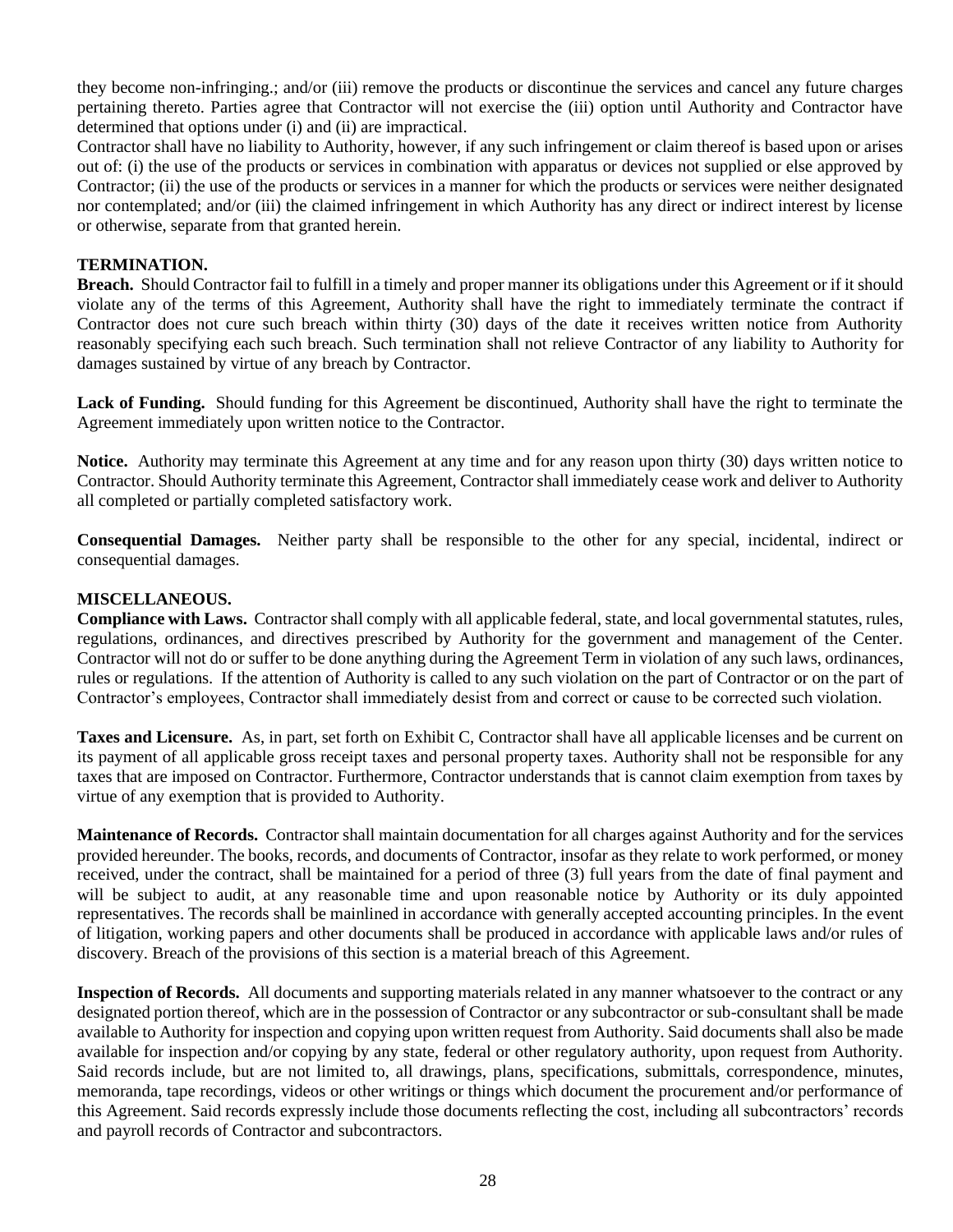they become non-infringing.; and/or (iii) remove the products or discontinue the services and cancel any future charges pertaining thereto. Parties agree that Contractor will not exercise the (iii) option until Authority and Contractor have determined that options under (i) and (ii) are impractical.

Contractor shall have no liability to Authority, however, if any such infringement or claim thereof is based upon or arises out of: (i) the use of the products or services in combination with apparatus or devices not supplied or else approved by Contractor; (ii) the use of the products or services in a manner for which the products or services were neither designated nor contemplated; and/or (iii) the claimed infringement in which Authority has any direct or indirect interest by license or otherwise, separate from that granted herein.

**TERMINATION.**

**Breach.** Should Contractor fail to fulfill in a timely and proper manner its obligations under this Agreement or if it should violate any of the terms of this Agreement, Authority shall have the right to immediately terminate the contract if Contractor does not cure such breach within thirty (30) days of the date it receives written notice from Authority reasonably specifying each such breach. Such termination shall not relieve Contractor of any liability to Authority for damages sustained by virtue of any breach by Contractor.

**Lack of Funding.** Should funding for this Agreement be discontinued, Authority shall have the right to terminate the Agreement immediately upon written notice to the Contractor.

**Notice.** Authority may terminate this Agreement at any time and for any reason upon thirty (30) days written notice to Contractor. Should Authority terminate this Agreement, Contractor shall immediately cease work and deliver to Authority all completed or partially completed satisfactory work.

**Consequential Damages.** Neither party shall be responsible to the other for any special, incidental, indirect or consequential damages.

**MISCELLANEOUS.**

**Compliance with Laws.** Contractor shall comply with all applicable federal, state, and local governmental statutes, rules, regulations, ordinances, and directives prescribed by Authority for the government and management of the Center. Contractor will not do or suffer to be done anything during the Agreement Term in violation of any such laws, ordinances, rules or regulations. If the attention of Authority is called to any such violation on the part of Contractor or on the part of Contractor's employees, Contractor shall immediately desist from and correct or cause to be corrected such violation.

**Taxes and Licensure.** As, in part, set forth on Exhibit C, Contractor shall have all applicable licenses and be current on its payment of all applicable gross receipt taxes and personal property taxes. Authority shall not be responsible for any taxes that are imposed on Contractor. Furthermore, Contractor understands that is cannot claim exemption from taxes by virtue of any exemption that is provided to Authority.

**Maintenance of Records.** Contractor shall maintain documentation for all charges against Authority and for the services provided hereunder. The books, records, and documents of Contractor, insofar as they relate to work performed, or money received, under the contract, shall be maintained for a period of three (3) full years from the date of final payment and will be subject to audit, at any reasonable time and upon reasonable notice by Authority or its duly appointed representatives. The records shall be mainlined in accordance with generally accepted accounting principles. In the event of litigation, working papers and other documents shall be produced in accordance with applicable laws and/or rules of discovery. Breach of the provisions of this section is a material breach of this Agreement.

**Inspection of Records.** All documents and supporting materials related in any manner whatsoever to the contract or any designated portion thereof, which are in the possession of Contractor or any subcontractor or sub-consultant shall be made available to Authority for inspection and copying upon written request from Authority. Said documents shall also be made available for inspection and/or copying by any state, federal or other regulatory authority, upon request from Authority. Said records include, but are not limited to, all drawings, plans, specifications, submittals, correspondence, minutes, memoranda, tape recordings, videos or other writings or things which document the procurement and/or performance of this Agreement. Said records expressly include those documents reflecting the cost, including all subcontractors' records and payroll records of Contractor and subcontractors.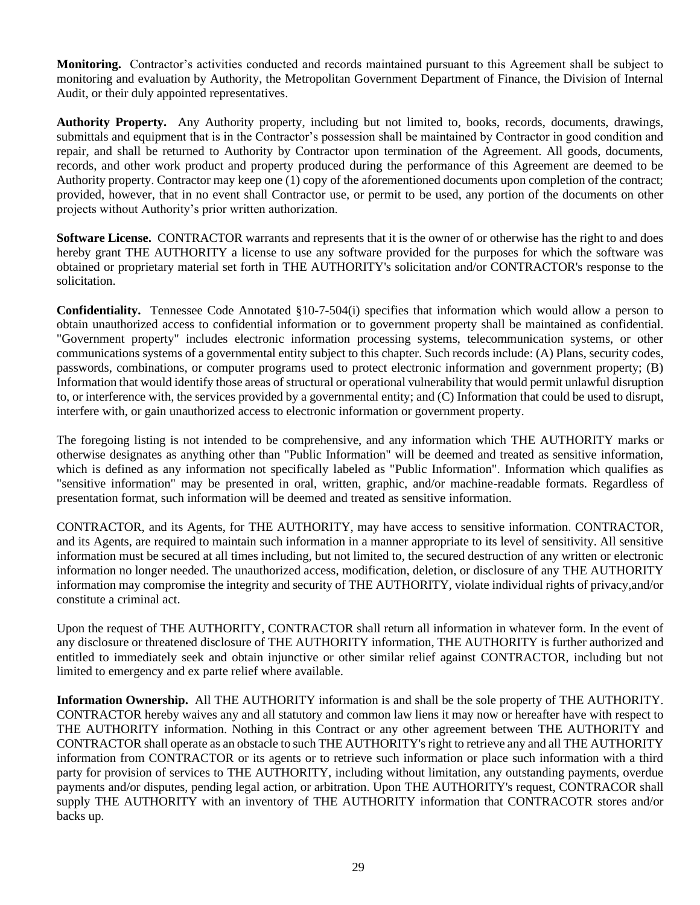**Monitoring.** Contractor's activities conducted and records maintained pursuant to this Agreement shall be subject to monitoring and evaluation by Authority, the Metropolitan Government Department of Finance, the Division of Internal Audit, or their duly appointed representatives.

**Authority Property.** Any Authority property, including but not limited to, books, records, documents, drawings, submittals and equipment that is in the Contractor's possession shall be maintained by Contractor in good condition and repair, and shall be returned to Authority by Contractor upon termination of the Agreement. All goods, documents, records, and other work product and property produced during the performance of this Agreement are deemed to be Authority property. Contractor may keep one (1) copy of the aforementioned documents upon completion of the contract; provided, however, that in no event shall Contractor use, or permit to be used, any portion of the documents on other projects without Authority's prior written authorization.

**Software License.** CONTRACTOR warrants and represents that it is the owner of or otherwise has the right to and does hereby grant THE AUTHORITY a license to use any software provided for the purposes for which the software was obtained or proprietary material set forth in THE AUTHORITY's solicitation and/or CONTRACTOR's response to the solicitation.

**Confidentiality.** Tennessee Code Annotated §10-7-504(i) specifies that information which would allow a person to obtain unauthorized access to confidential information or to government property shall be maintained as confidential. "Government property" includes electronic information processing systems, telecommunication systems, or other communications systems of a governmental entity subject to this chapter. Such records include: (A) Plans, security codes, passwords, combinations, or computer programs used to protect electronic information and government property; (B) Information that would identify those areas of structural or operational vulnerability that would permit unlawful disruption to, or interference with, the services provided by a governmental entity; and (C) Information that could be used to disrupt, interfere with, or gain unauthorized access to electronic information or government property.

The foregoing listing is not intended to be comprehensive, and any information which THE AUTHORITY marks or otherwise designates as anything other than "Public Information" will be deemed and treated as sensitive information, which is defined as any information not specifically labeled as "Public Information". Information which qualifies as "sensitive information" may be presented in oral, written, graphic, and/or machine-readable formats. Regardless of presentation format, such information will be deemed and treated as sensitive information.

CONTRACTOR, and its Agents, for THE AUTHORITY, may have access to sensitive information. CONTRACTOR, and its Agents, are required to maintain such information in a manner appropriate to its level of sensitivity. All sensitive information must be secured at all times including, but not limited to, the secured destruction of any written or electronic information no longer needed. The unauthorized access, modification, deletion, or disclosure of any THE AUTHORITY information may compromise the integrity and security of THE AUTHORITY, violate individual rights of privacy,and/or constitute a criminal act.

Upon the request of THE AUTHORITY, CONTRACTOR shall return all information in whatever form. In the event of any disclosure or threatened disclosure of THE AUTHORITY information, THE AUTHORITY is further authorized and entitled to immediately seek and obtain injunctive or other similar relief against CONTRACTOR, including but not limited to emergency and ex parte relief where available.

**Information Ownership.** All THE AUTHORITY information is and shall be the sole property of THE AUTHORITY. CONTRACTOR hereby waives any and all statutory and common law liens it may now or hereafter have with respect to THE AUTHORITY information. Nothing in this Contract or any other agreement between THE AUTHORITY and CONTRACTOR shall operate as an obstacle to such THE AUTHORITY's right to retrieve any and all THE AUTHORITY information from CONTRACTOR or its agents or to retrieve such information or place such information with a third party for provision of services to THE AUTHORITY, including without limitation, any outstanding payments, overdue payments and/or disputes, pending legal action, or arbitration. Upon THE AUTHORITY's request, CONTRACOR shall supply THE AUTHORITY with an inventory of THE AUTHORITY information that CONTRACOTR stores and/or backs up.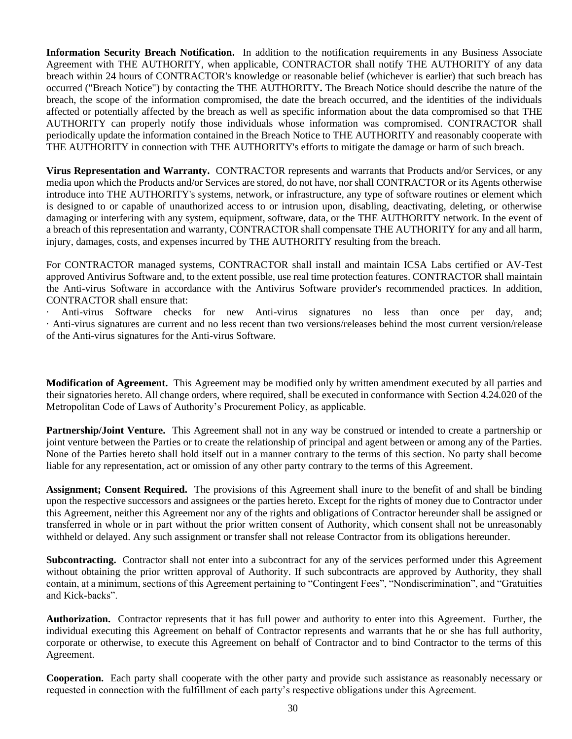**Information Security Breach Notification.** In addition to the notification requirements in any Business Associate Agreement with THE AUTHORITY, when applicable, CONTRACTOR shall notify THE AUTHORITY of any data breach within 24 hours of CONTRACTOR's knowledge or reasonable belief (whichever is earlier) that such breach has occurred ("Breach Notice") by contacting the THE AUTHORITY**.** The Breach Notice should describe the nature of the breach, the scope of the information compromised, the date the breach occurred, and the identities of the individuals affected or potentially affected by the breach as well as specific information about the data compromised so that THE AUTHORITY can properly notify those individuals whose information was compromised. CONTRACTOR shall periodically update the information contained in the Breach Notice to THE AUTHORITY and reasonably cooperate with THE AUTHORITY in connection with THE AUTHORITY's efforts to mitigate the damage or harm of such breach.

**Virus Representation and Warranty.** CONTRACTOR represents and warrants that Products and/or Services, or any media upon which the Products and/or Services are stored, do not have, nor shall CONTRACTOR or its Agents otherwise introduce into THE AUTHORITY's systems, network, or infrastructure, any type of software routines or element which is designed to or capable of unauthorized access to or intrusion upon, disabling, deactivating, deleting, or otherwise damaging or interfering with any system, equipment, software, data, or the THE AUTHORITY network. In the event of a breach of this representation and warranty, CONTRACTOR shall compensate THE AUTHORITY for any and all harm, injury, damages, costs, and expenses incurred by THE AUTHORITY resulting from the breach.

For CONTRACTOR managed systems, CONTRACTOR shall install and maintain ICSA Labs certified or AV-Test approved Antivirus Software and, to the extent possible, use real time protection features. CONTRACTOR shall maintain the Anti-virus Software in accordance with the Antivirus Software provider's recommended practices. In addition, CONTRACTOR shall ensure that:

· Anti-virus Software checks for new Anti-virus signatures no less than once per day, and;
· Anti-virus signatures are current and no less recent than two versions/releases behind the most current version/release of the Anti-virus signatures for the Anti-virus Software.

**Modification of Agreement.** This Agreement may be modified only by written amendment executed by all parties and their signatories hereto. All change orders, where required, shall be executed in conformance with Section 4.24.020 of the Metropolitan Code of Laws of Authority's Procurement Policy, as applicable.

**Partnership/Joint Venture.** This Agreement shall not in any way be construed or intended to create a partnership or joint venture between the Parties or to create the relationship of principal and agent between or among any of the Parties. None of the Parties hereto shall hold itself out in a manner contrary to the terms of this section. No party shall become liable for any representation, act or omission of any other party contrary to the terms of this Agreement.

**Assignment; Consent Required.** The provisions of this Agreement shall inure to the benefit of and shall be binding upon the respective successors and assignees or the parties hereto. Except for the rights of money due to Contractor under this Agreement, neither this Agreement nor any of the rights and obligations of Contractor hereunder shall be assigned or transferred in whole or in part without the prior written consent of Authority, which consent shall not be unreasonably withheld or delayed. Any such assignment or transfer shall not release Contractor from its obligations hereunder.

**Subcontracting.** Contractor shall not enter into a subcontract for any of the services performed under this Agreement without obtaining the prior written approval of Authority. If such subcontracts are approved by Authority, they shall contain, at a minimum, sections of this Agreement pertaining to "Contingent Fees", "Nondiscrimination", and "Gratuities and Kick-backs".

**Authorization.** Contractor represents that it has full power and authority to enter into this Agreement. Further, the individual executing this Agreement on behalf of Contractor represents and warrants that he or she has full authority, corporate or otherwise, to execute this Agreement on behalf of Contractor and to bind Contractor to the terms of this Agreement.

**Cooperation.** Each party shall cooperate with the other party and provide such assistance as reasonably necessary or requested in connection with the fulfillment of each party's respective obligations under this Agreement.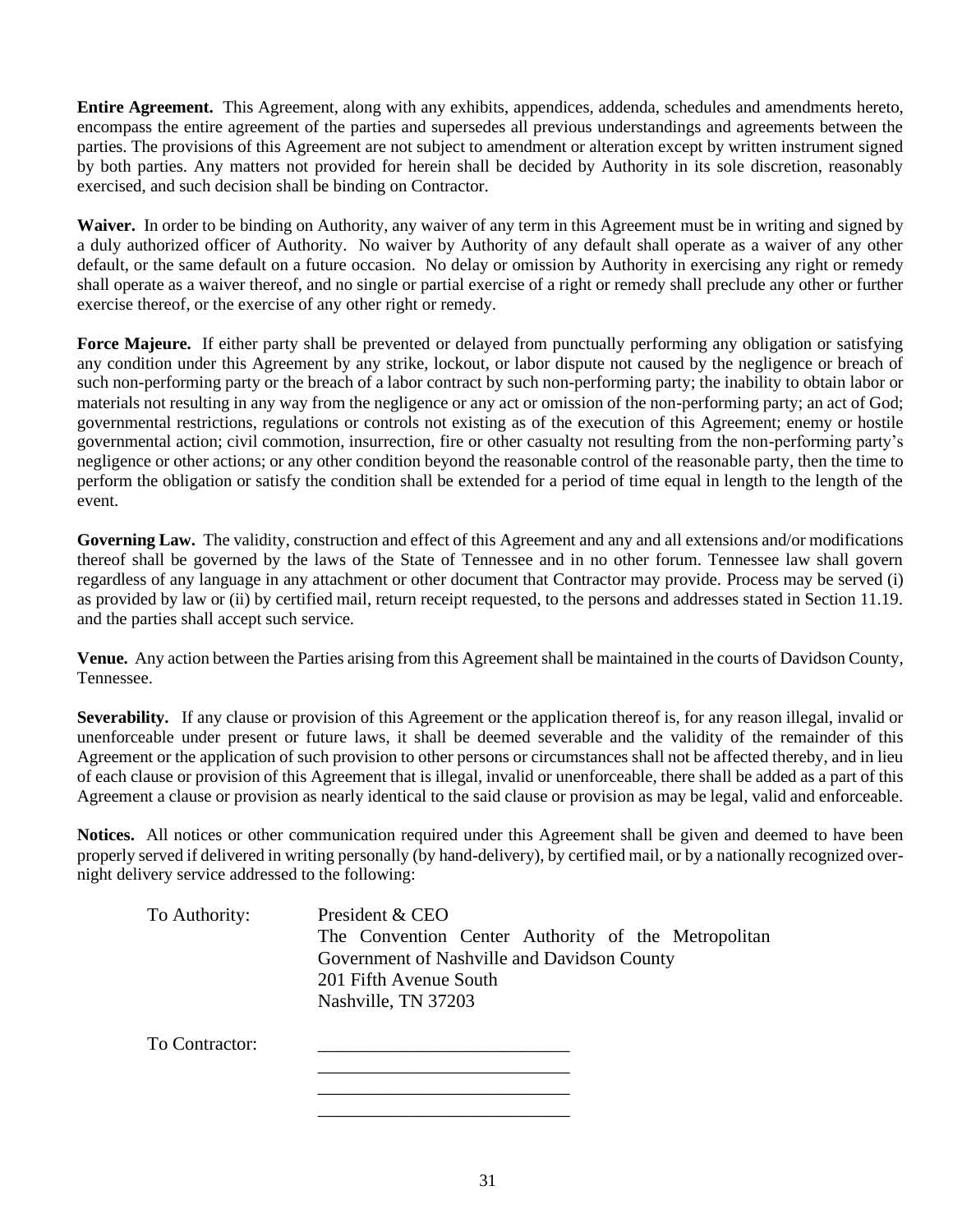**Entire Agreement.** This Agreement, along with any exhibits, appendices, addenda, schedules and amendments hereto, encompass the entire agreement of the parties and supersedes all previous understandings and agreements between the parties. The provisions of this Agreement are not subject to amendment or alteration except by written instrument signed by both parties. Any matters not provided for herein shall be decided by Authority in its sole discretion, reasonably exercised, and such decision shall be binding on Contractor.

**Waiver.** In order to be binding on Authority, any waiver of any term in this Agreement must be in writing and signed by a duly authorized officer of Authority. No waiver by Authority of any default shall operate as a waiver of any other default, or the same default on a future occasion. No delay or omission by Authority in exercising any right or remedy shall operate as a waiver thereof, and no single or partial exercise of a right or remedy shall preclude any other or further exercise thereof, or the exercise of any other right or remedy.

**Force Majeure.** If either party shall be prevented or delayed from punctually performing any obligation or satisfying any condition under this Agreement by any strike, lockout, or labor dispute not caused by the negligence or breach of such non-performing party or the breach of a labor contract by such non-performing party; the inability to obtain labor or materials not resulting in any way from the negligence or any act or omission of the non-performing party; an act of God; governmental restrictions, regulations or controls not existing as of the execution of this Agreement; enemy or hostile governmental action; civil commotion, insurrection, fire or other casualty not resulting from the non-performing party's negligence or other actions; or any other condition beyond the reasonable control of the reasonable party, then the time to perform the obligation or satisfy the condition shall be extended for a period of time equal in length to the length of the event.

**Governing Law.** The validity, construction and effect of this Agreement and any and all extensions and/or modifications thereof shall be governed by the laws of the State of Tennessee and in no other forum. Tennessee law shall govern regardless of any language in any attachment or other document that Contractor may provide. Process may be served (i) as provided by law or (ii) by certified mail, return receipt requested, to the persons and addresses stated in Section 11.19. and the parties shall accept such service.

**Venue.** Any action between the Parties arising from this Agreement shall be maintained in the courts of Davidson County, Tennessee.

**Severability.** If any clause or provision of this Agreement or the application thereof is, for any reason illegal, invalid or unenforceable under present or future laws, it shall be deemed severable and the validity of the remainder of this Agreement or the application of such provision to other persons or circumstances shall not be affected thereby, and in lieu of each clause or provision of this Agreement that is illegal, invalid or unenforceable, there shall be added as a part of this Agreement a clause or provision as nearly identical to the said clause or provision as may be legal, valid and enforceable.

**Notices.** All notices or other communication required under this Agreement shall be given and deemed to have been properly served if delivered in writing personally (by hand-delivery), by certified mail, or by a nationally recognized over-night delivery service addressed to the following:

To Authority:

President & CEO
The Convention Center Authority of the Metropolitan Government of Nashville and Davidson County
201 Fifth Avenue South
Nashville, TN 37203

To Contractor:

___________________________
___________________________
___________________________
___________________________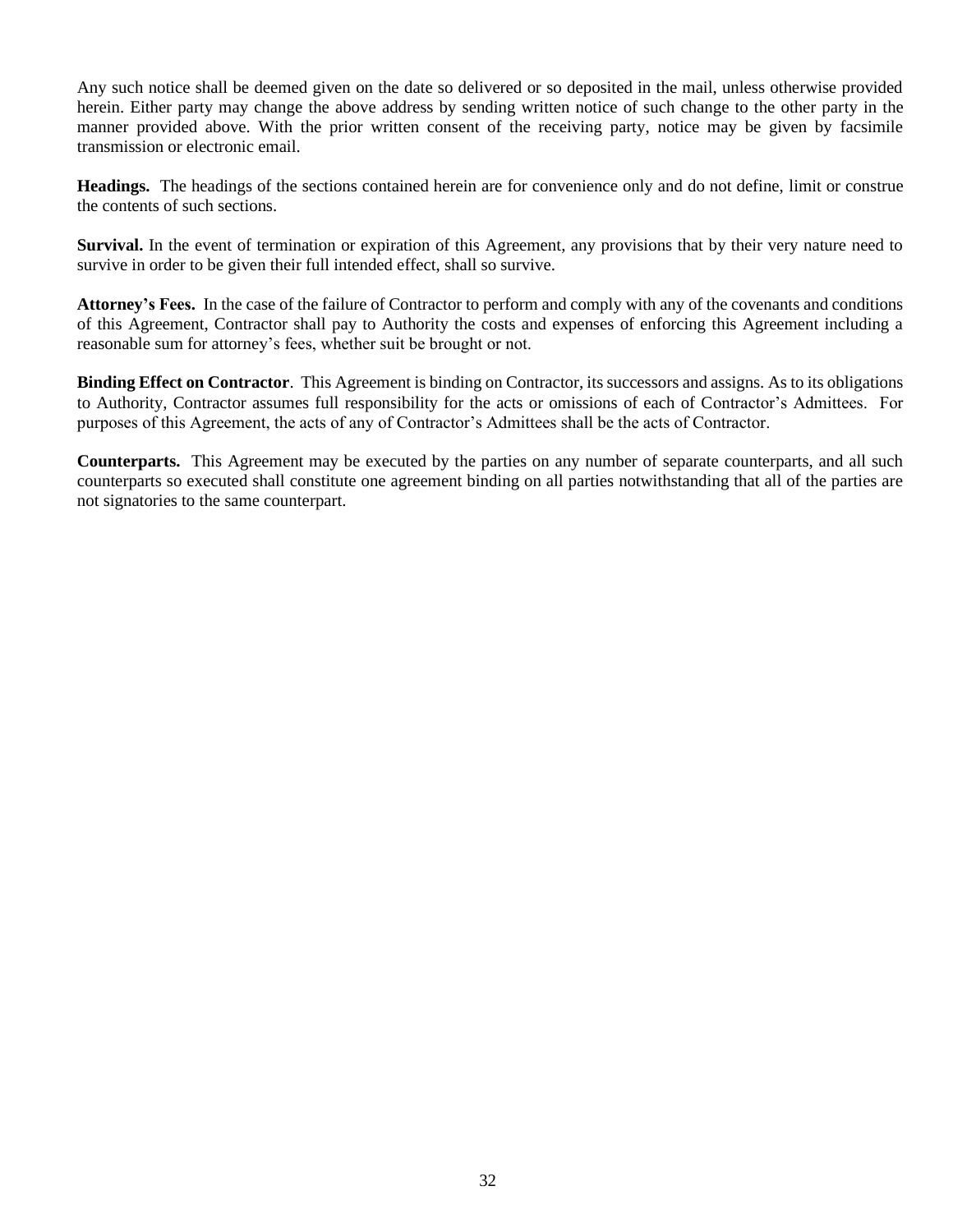Any such notice shall be deemed given on the date so delivered or so deposited in the mail, unless otherwise provided herein. Either party may change the above address by sending written notice of such change to the other party in the manner provided above. With the prior written consent of the receiving party, notice may be given by facsimile transmission or electronic email.

**Headings.** The headings of the sections contained herein are for convenience only and do not define, limit or construe the contents of such sections.

**Survival.** In the event of termination or expiration of this Agreement, any provisions that by their very nature need to survive in order to be given their full intended effect, shall so survive.

**Attorney's Fees.** In the case of the failure of Contractor to perform and comply with any of the covenants and conditions of this Agreement, Contractor shall pay to Authority the costs and expenses of enforcing this Agreement including a reasonable sum for attorney's fees, whether suit be brought or not.

**Binding Effect on Contractor**. This Agreement is binding on Contractor, its successors and assigns. As to its obligations to Authority, Contractor assumes full responsibility for the acts or omissions of each of Contractor's Admittees. For purposes of this Agreement, the acts of any of Contractor's Admittees shall be the acts of Contractor.

**Counterparts.** This Agreement may be executed by the parties on any number of separate counterparts, and all such counterparts so executed shall constitute one agreement binding on all parties notwithstanding that all of the parties are not signatories to the same counterpart.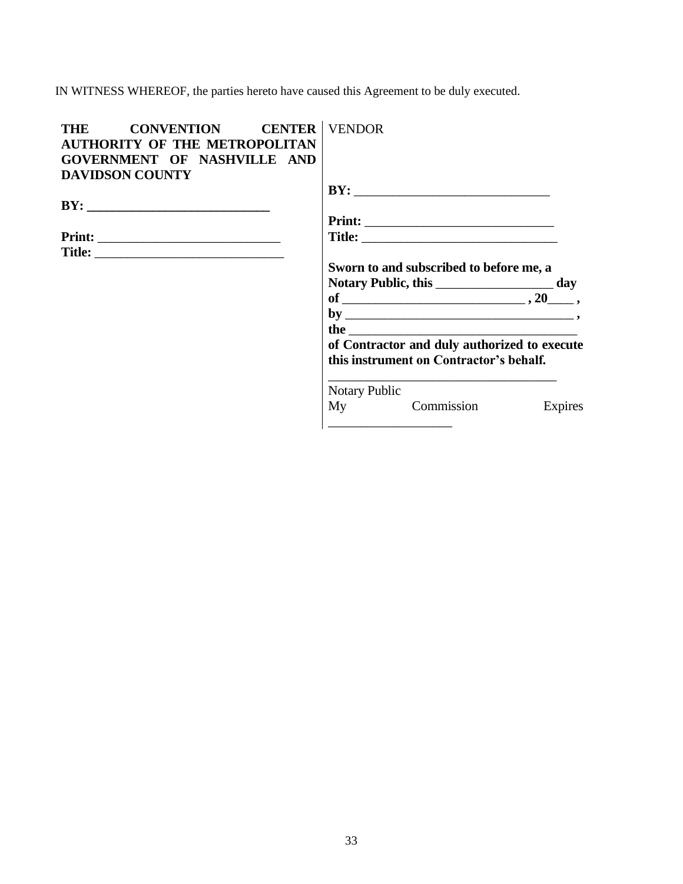IN WITNESS WHEREOF, the parties hereto have caused this Agreement to be duly executed.

| **THE CONVENTION CENTER AUTHORITY OF THE METROPOLITAN GOVERNMENT OF NASHVILLE AND DAVIDSON COUNTY** | VENDOR |
|---|---|
| **BY:** ____________________________ | **BY:** ______________________________ |
| **Print:** ___________________________ | **Print:** ____________________________ |
| **Title:** _____________________________ | **Title:** ______________________________ |
| | **Sworn to and subscribed to before me, a Notary Public, this** _________________ **day of** ___________________________ **, 20**____ **,** |
| | **by** ___________________________________ **,** |
| | **the** ___________________________________ |
| | **of Contractor and duly authorized to execute this instrument on Contractor's behalf.** |
| | ___________________________________ |
| | Notary Public |
| | My Commission Expires ___________________ |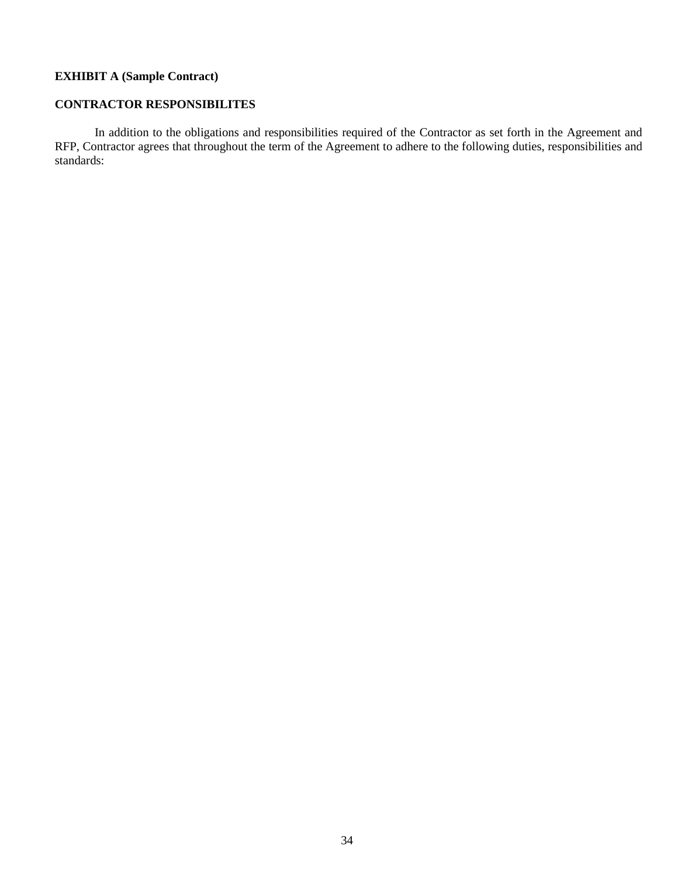**EXHIBIT A (Sample Contract)**

**CONTRACTOR RESPONSIBILITES**

In addition to the obligations and responsibilities required of the Contractor as set forth in the Agreement and RFP, Contractor agrees that throughout the term of the Agreement to adhere to the following duties, responsibilities and standards: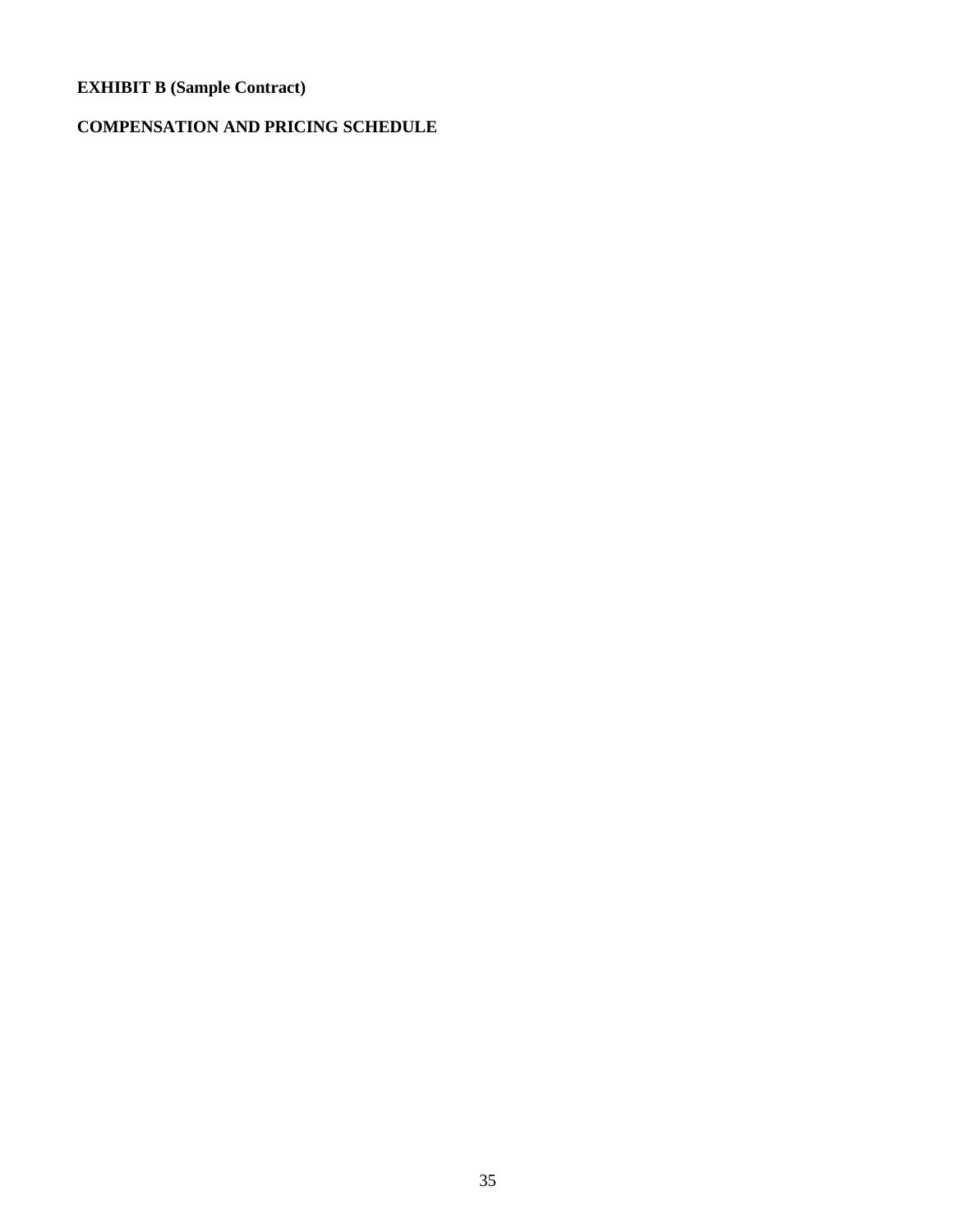**EXHIBIT B (Sample Contract)**

**COMPENSATION AND PRICING SCHEDULE**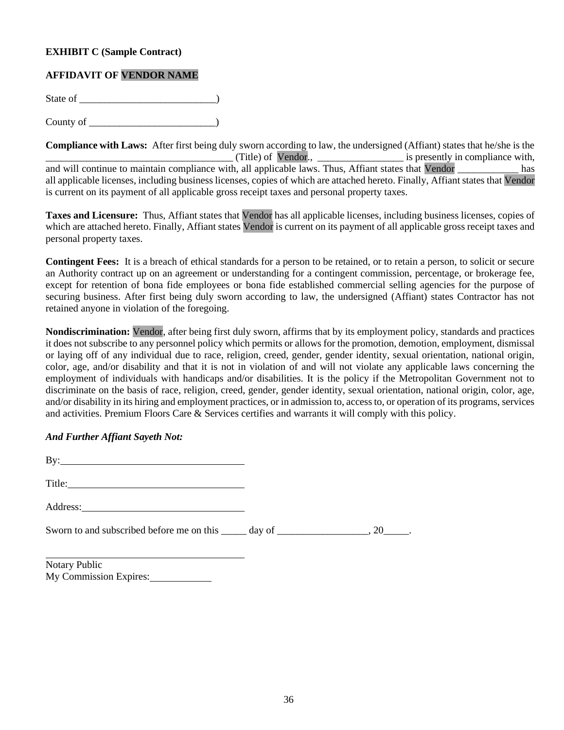**EXHIBIT C (Sample Contract)**

**AFFIDAVIT OF VENDOR NAME**

State of ___________________________)

County of _________________________)

**Compliance with Laws:** After first being duly sworn according to law, the undersigned (Affiant) states that he/she is the _____________________________________ (Title) of Vendor., _________________ is presently in compliance with, and will continue to maintain compliance with, all applicable laws. Thus, Affiant states that Vendor ____________ has all applicable licenses, including business licenses, copies of which are attached hereto. Finally, Affiant states that Vendor is current on its payment of all applicable gross receipt taxes and personal property taxes.

**Taxes and Licensure:** Thus, Affiant states that Vendor has all applicable licenses, including business licenses, copies of which are attached hereto. Finally, Affiant states Vendor is current on its payment of all applicable gross receipt taxes and personal property taxes.

**Contingent Fees:** It is a breach of ethical standards for a person to be retained, or to retain a person, to solicit or secure an Authority contract up on an agreement or understanding for a contingent commission, percentage, or brokerage fee, except for retention of bona fide employees or bona fide established commercial selling agencies for the purpose of securing business. After first being duly sworn according to law, the undersigned (Affiant) states Contractor has not retained anyone in violation of the foregoing.

**Nondiscrimination:** Vendor, after being first duly sworn, affirms that by its employment policy, standards and practices it does not subscribe to any personnel policy which permits or allows for the promotion, demotion, employment, dismissal or laying off of any individual due to race, religion, creed, gender, gender identity, sexual orientation, national origin, color, age, and/or disability and that it is not in violation of and will not violate any applicable laws concerning the employment of individuals with handicaps and/or disabilities. It is the policy if the Metropolitan Government not to discriminate on the basis of race, religion, creed, gender, gender identity, sexual orientation, national origin, color, age, and/or disability in its hiring and employment practices, or in admission to, access to, or operation of its programs, services and activities. Premium Floors Care & Services certifies and warrants it will comply with this policy.

***And Further Affiant Sayeth Not:***

By:___________________________________

Title:__________________________________

Address:_______________________________

Sworn to and subscribed before me on this _____ day of __________________, 20_____.

_______________________________________

Notary Public

My Commission Expires:____________